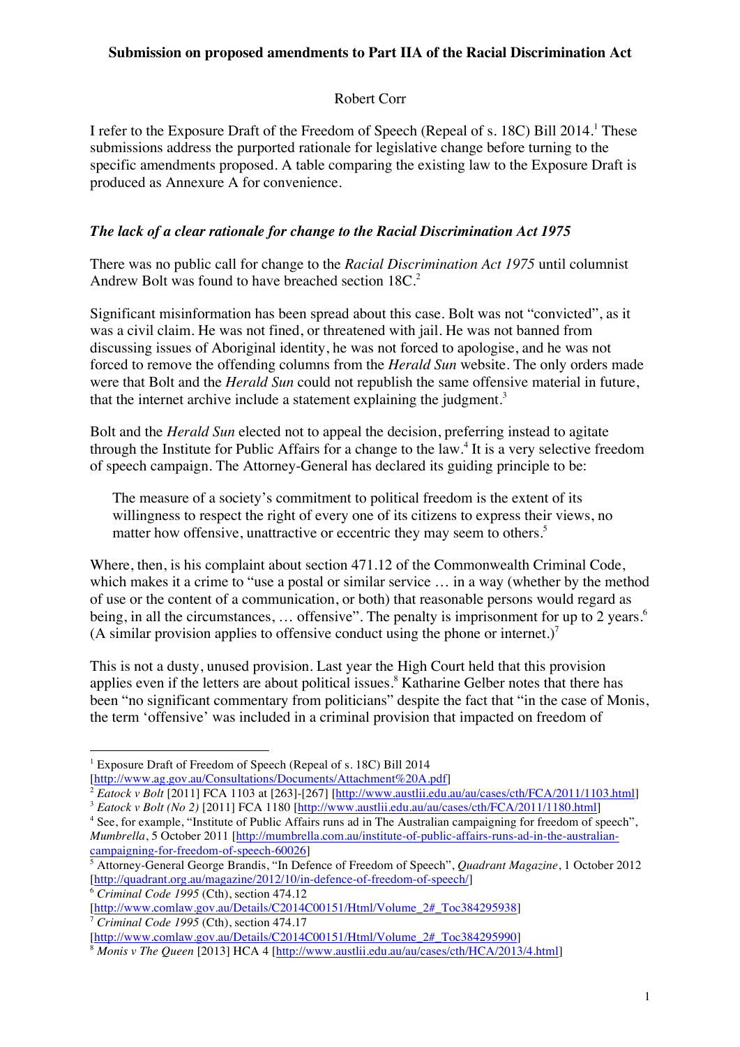**Submission on proposed amendments to Part IIA of the Racial Discrimination Act**

Robert Corr

I refer to the Exposure Draft of the Freedom of Speech (Repeal of s. 18C) Bill 2014.[1] These submissions address the purported rationale for legislative change before turning to the specific amendments proposed. A table comparing the existing law to the Exposure Draft is produced as Annexure A for convenience.

### *The lack of a clear rationale for change to the Racial Discrimination Act 1975*

There was no public call for change to the *Racial Discrimination Act 1975* until columnist Andrew Bolt was found to have breached section 18C.[2]

Significant misinformation has been spread about this case. Bolt was not "convicted", as it was a civil claim. He was not fined, or threatened with jail. He was not banned from discussing issues of Aboriginal identity, he was not forced to apologise, and he was not forced to remove the offending columns from the *Herald Sun* website. The only orders made were that Bolt and the *Herald Sun* could not republish the same offensive material in future, that the internet archive include a statement explaining the judgment.[3]

Bolt and the *Herald Sun* elected not to appeal the decision, preferring instead to agitate through the Institute for Public Affairs for a change to the law.[4] It is a very selective freedom of speech campaign. The Attorney-General has declared its guiding principle to be:

> The measure of a society's commitment to political freedom is the extent of its willingness to respect the right of every one of its citizens to express their views, no matter how offensive, unattractive or eccentric they may seem to others.[5]

Where, then, is his complaint about section 471.12 of the Commonwealth Criminal Code, which makes it a crime to "use a postal or similar service … in a way (whether by the method of use or the content of a communication, or both) that reasonable persons would regard as being, in all the circumstances, … offensive". The penalty is imprisonment for up to 2 years.[6] (A similar provision applies to offensive conduct using the phone or internet.)[7]

This is not a dusty, unused provision. Last year the High Court held that this provision applies even if the letters are about political issues.[8] Katharine Gelber notes that there has been "no significant commentary from politicians" despite the fact that "in the case of Monis, the term 'offensive' was included in a criminal provision that impacted on freedom of

---

[1] Exposure Draft of Freedom of Speech (Repeal of s. 18C) Bill 2014 [http://www.ag.gov.au/Consultations/Documents/Attachment%20A.pdf]

[2] *Eatock v Bolt* [2011] FCA 1103 at [263]-[267] [http://www.austlii.edu.au/au/cases/cth/FCA/2011/1103.html]

[3] *Eatock v Bolt (No 2)* [2011] FCA 1180 [http://www.austlii.edu.au/au/cases/cth/FCA/2011/1180.html]

[4] See, for example, "Institute of Public Affairs runs ad in The Australian campaigning for freedom of speech", *Mumbrella*, 5 October 2011 [http://mumbrella.com.au/institute-of-public-affairs-runs-ad-in-the-australian-campaigning-for-freedom-of-speech-60026]

[5] Attorney-General George Brandis, "In Defence of Freedom of Speech", *Quadrant Magazine*, 1 October 2012 [http://quadrant.org.au/magazine/2012/10/in-defence-of-freedom-of-speech/]

[6] *Criminal Code 1995* (Cth), section 474.12 [http://www.comlaw.gov.au/Details/C2014C00151/Html/Volume_2#_Toc384295938]

[7] *Criminal Code 1995* (Cth), section 474.17 [http://www.comlaw.gov.au/Details/C2014C00151/Html/Volume_2#_Toc384295990]

[8] *Monis v The Queen* [2013] HCA 4 [http://www.austlii.edu.au/au/cases/cth/HCA/2013/4.html]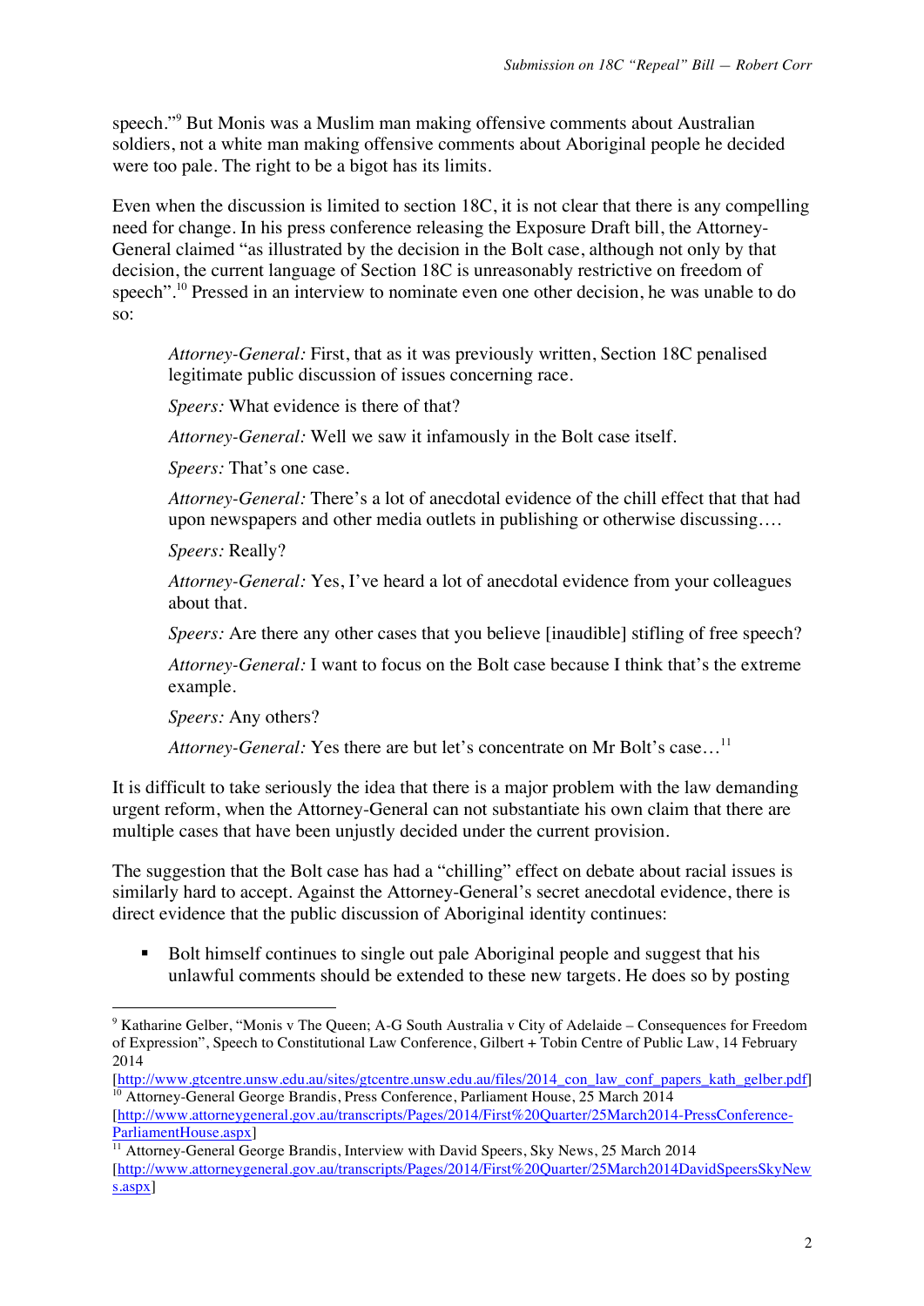speech."[9] But Monis was a Muslim man making offensive comments about Australian soldiers, not a white man making offensive comments about Aboriginal people he decided were too pale. The right to be a bigot has its limits.

Even when the discussion is limited to section 18C, it is not clear that there is any compelling need for change. In his press conference releasing the Exposure Draft bill, the Attorney-General claimed "as illustrated by the decision in the Bolt case, although not only by that decision, the current language of Section 18C is unreasonably restrictive on freedom of speech".[10] Pressed in an interview to nominate even one other decision, he was unable to do so:

> *Attorney-General:* First, that as it was previously written, Section 18C penalised legitimate public discussion of issues concerning race.
>
> *Speers:* What evidence is there of that?
>
> *Attorney-General:* Well we saw it infamously in the Bolt case itself.
>
> *Speers:* That's one case.
>
> *Attorney-General:* There's a lot of anecdotal evidence of the chill effect that that had upon newspapers and other media outlets in publishing or otherwise discussing….
>
> *Speers:* Really?
>
> *Attorney-General:* Yes, I've heard a lot of anecdotal evidence from your colleagues about that.
>
> *Speers:* Are there any other cases that you believe [inaudible] stifling of free speech?
>
> *Attorney-General:* I want to focus on the Bolt case because I think that's the extreme example.
>
> *Speers:* Any others?
>
> *Attorney-General:* Yes there are but let's concentrate on Mr Bolt's case…[11]

It is difficult to take seriously the idea that there is a major problem with the law demanding urgent reform, when the Attorney-General can not substantiate his own claim that there are multiple cases that have been unjustly decided under the current provision.

The suggestion that the Bolt case has had a "chilling" effect on debate about racial issues is similarly hard to accept. Against the Attorney-General's secret anecdotal evidence, there is direct evidence that the public discussion of Aboriginal identity continues:

- Bolt himself continues to single out pale Aboriginal people and suggest that his unlawful comments should be extended to these new targets. He does so by posting

---

[9] Katharine Gelber, "Monis v The Queen; A-G South Australia v City of Adelaide – Consequences for Freedom of Expression", Speech to Constitutional Law Conference, Gilbert + Tobin Centre of Public Law, 14 February 2014 [http://www.gtcentre.unsw.edu.au/sites/gtcentre.unsw.edu.au/files/2014_con_law_conf_papers_kath_gelber.pdf]

[10] Attorney-General George Brandis, Press Conference, Parliament House, 25 March 2014 [http://www.attorneygeneral.gov.au/transcripts/Pages/2014/First%20Quarter/25March2014-PressConference-ParliamentHouse.aspx]

[11] Attorney-General George Brandis, Interview with David Speers, Sky News, 25 March 2014 [http://www.attorneygeneral.gov.au/transcripts/Pages/2014/First%20Quarter/25March2014DavidSpeersSkyNews.aspx]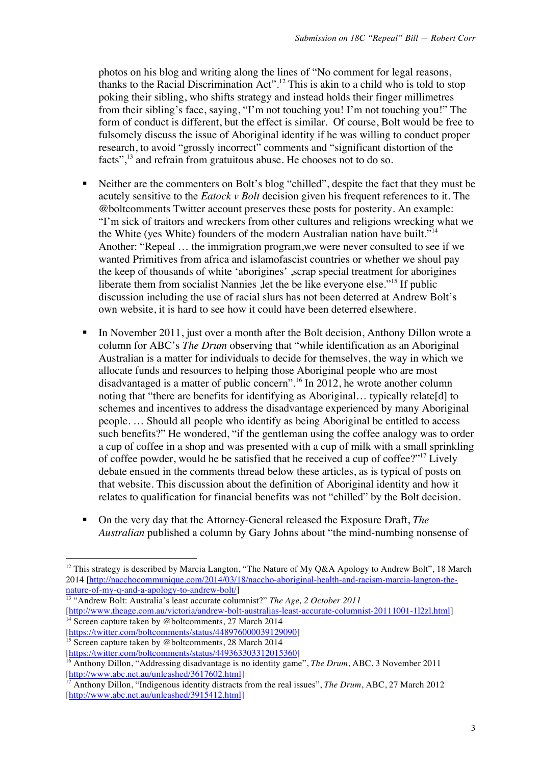photos on his blog and writing along the lines of "No comment for legal reasons, thanks to the Racial Discrimination Act".[12] This is akin to a child who is told to stop poking their sibling, who shifts strategy and instead holds their finger millimetres from their sibling's face, saying, "I'm not touching you! I'm not touching you!" The form of conduct is different, but the effect is similar. Of course, Bolt would be free to fulsomely discuss the issue of Aboriginal identity if he was willing to conduct proper research, to avoid "grossly incorrect" comments and "significant distortion of the facts",[13] and refrain from gratuitous abuse. He chooses not to do so.

- Neither are the commenters on Bolt's blog "chilled", despite the fact that they must be acutely sensitive to the *Eatock v Bolt* decision given his frequent references to it. The @boltcomments Twitter account preserves these posts for posterity. An example: "I'm sick of traitors and wreckers from other cultures and religions wrecking what we the White (yes White) founders of the modern Australian nation have built."[14] Another: "Repeal … the immigration program,we were never consulted to see if we wanted Primitives from africa and islamofascist countries or whether we shoul pay the keep of thousands of white 'aborigines' ,scrap special treatment for aborigines liberate them from socialist Nannies ,let the be like everyone else."[15] If public discussion including the use of racial slurs has not been deterred at Andrew Bolt's own website, it is hard to see how it could have been deterred elsewhere.

- In November 2011, just over a month after the Bolt decision, Anthony Dillon wrote a column for ABC's *The Drum* observing that "while identification as an Aboriginal Australian is a matter for individuals to decide for themselves, the way in which we allocate funds and resources to helping those Aboriginal people who are most disadvantaged is a matter of public concern".[16] In 2012, he wrote another column noting that "there are benefits for identifying as Aboriginal… typically relate[d] to schemes and incentives to address the disadvantage experienced by many Aboriginal people. … Should all people who identify as being Aboriginal be entitled to access such benefits?" He wondered, "if the gentleman using the coffee analogy was to order a cup of coffee in a shop and was presented with a cup of milk with a small sprinkling of coffee powder, would he be satisfied that he received a cup of coffee?"[17] Lively debate ensued in the comments thread below these articles, as is typical of posts on that website. This discussion about the definition of Aboriginal identity and how it relates to qualification for financial benefits was not "chilled" by the Bolt decision.

- On the very day that the Attorney-General released the Exposure Draft, *The Australian* published a column by Gary Johns about "the mind-numbing nonsense of

---

[12] This strategy is described by Marcia Langton, "The Nature of My Q&A Apology to Andrew Bolt", 18 March 2014 [http://nacchocommunique.com/2014/03/18/naccho-aboriginal-health-and-racism-marcia-langton-the-nature-of-my-q-and-a-apology-to-andrew-bolt/]

[13] "Andrew Bolt: Australia's least accurate columnist?" *The Age, 2 October 2011* [http://www.theage.com.au/victoria/andrew-bolt-australias-least-accurate-columnist-20111001-1l2zl.html]

[14] Screen capture taken by @boltcomments, 27 March 2014 [https://twitter.com/boltcomments/status/448976000039129090]

[15] Screen capture taken by @boltcomments, 28 March 2014 [https://twitter.com/boltcomments/status/449363303312015360]

[16] Anthony Dillon, "Addressing disadvantage is no identity game", *The Drum*, ABC, 3 November 2011 [http://www.abc.net.au/unleashed/3617602.html]

[17] Anthony Dillon, "Indigenous identity distracts from the real issues", *The Drum*, ABC, 27 March 2012 [http://www.abc.net.au/unleashed/3915412.html]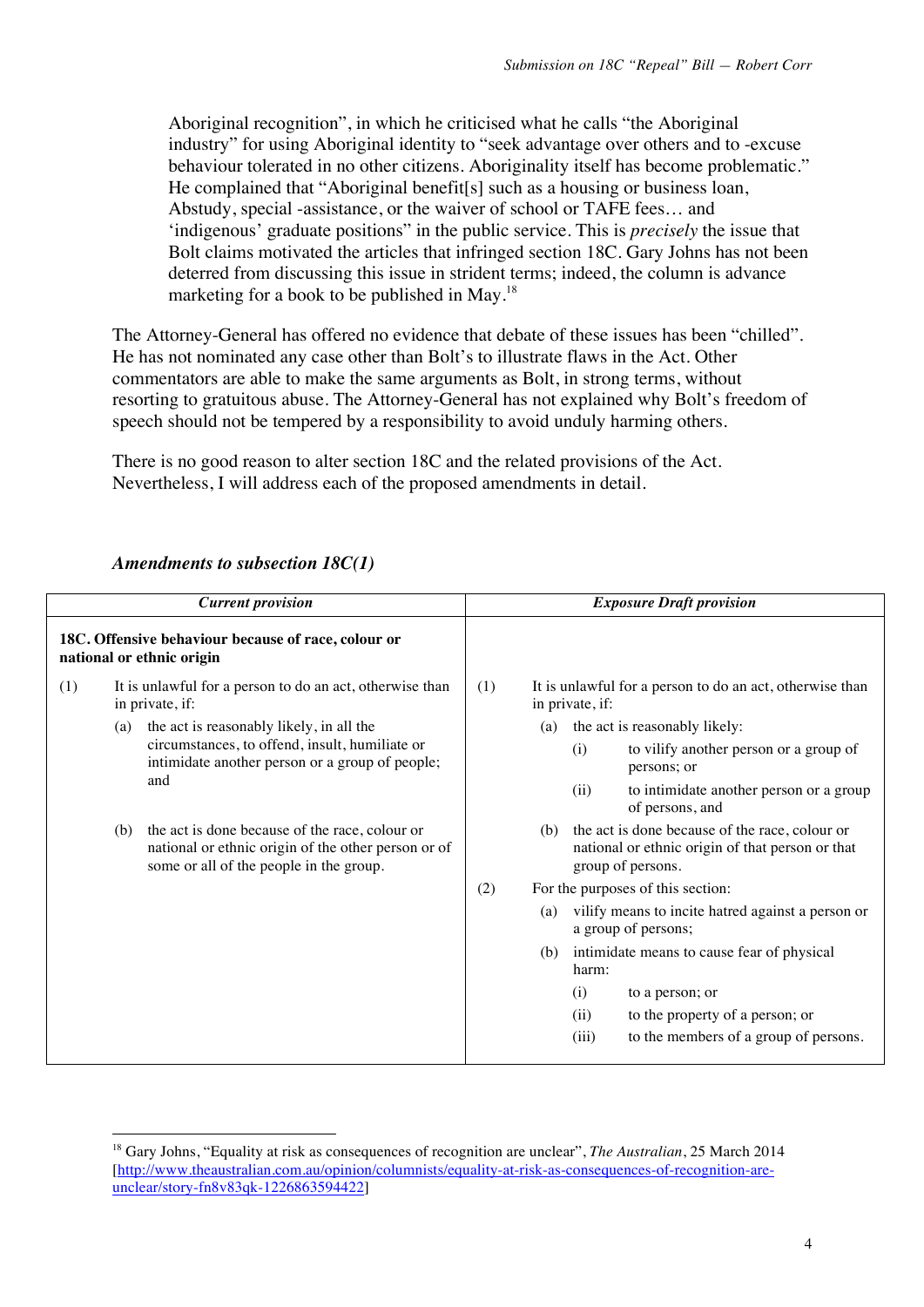Aboriginal recognition", in which he criticised what he calls "the Aboriginal industry" for using Aboriginal identity to "seek advantage over others and to -excuse behaviour tolerated in no other citizens. Aboriginality itself has become problematic." He complained that "Aboriginal benefit[s] such as a housing or business loan, Abstudy, special -assistance, or the waiver of school or TAFE fees… and 'indigenous' graduate positions" in the public service. This is *precisely* the issue that Bolt claims motivated the articles that infringed section 18C. Gary Johns has not been deterred from discussing this issue in strident terms; indeed, the column is advance marketing for a book to be published in May.[18]

The Attorney-General has offered no evidence that debate of these issues has been "chilled". He has not nominated any case other than Bolt's to illustrate flaws in the Act. Other commentators are able to make the same arguments as Bolt, in strong terms, without resorting to gratuitous abuse. The Attorney-General has not explained why Bolt's freedom of speech should not be tempered by a responsibility to avoid unduly harming others.

There is no good reason to alter section 18C and the related provisions of the Act. Nevertheless, I will address each of the proposed amendments in detail.

### *Amendments to subsection 18C(1)*

| *Current provision* | *Exposure Draft provision* |
|---|---|
| **18C. Offensive behaviour because of race, colour or national or ethnic origin** | |
| (1) It is unlawful for a person to do an act, otherwise than in private, if:<br>(a) the act is reasonably likely, in all the circumstances, to offend, insult, humiliate or intimidate another person or a group of people; and<br>(b) the act is done because of the race, colour or national or ethnic origin of the other person or of some or all of the people in the group. | (1) It is unlawful for a person to do an act, otherwise than in private, if:<br>(a) the act is reasonably likely:<br>(i) to vilify another person or a group of persons; or<br>(ii) to intimidate another person or a group of persons, and<br>(b) the act is done because of the race, colour or national or ethnic origin of that person or that group of persons.<br>(2) For the purposes of this section:<br>(a) vilify means to incite hatred against a person or a group of persons;<br>(b) intimidate means to cause fear of physical harm:<br>(i) to a person; or<br>(ii) to the property of a person; or<br>(iii) to the members of a group of persons. |

[18] Gary Johns, "Equality at risk as consequences of recognition are unclear", *The Australian*, 25 March 2014 [http://www.theaustralian.com.au/opinion/columnists/equality-at-risk-as-consequences-of-recognition-are-unclear/story-fn8v83qk-1226863594422]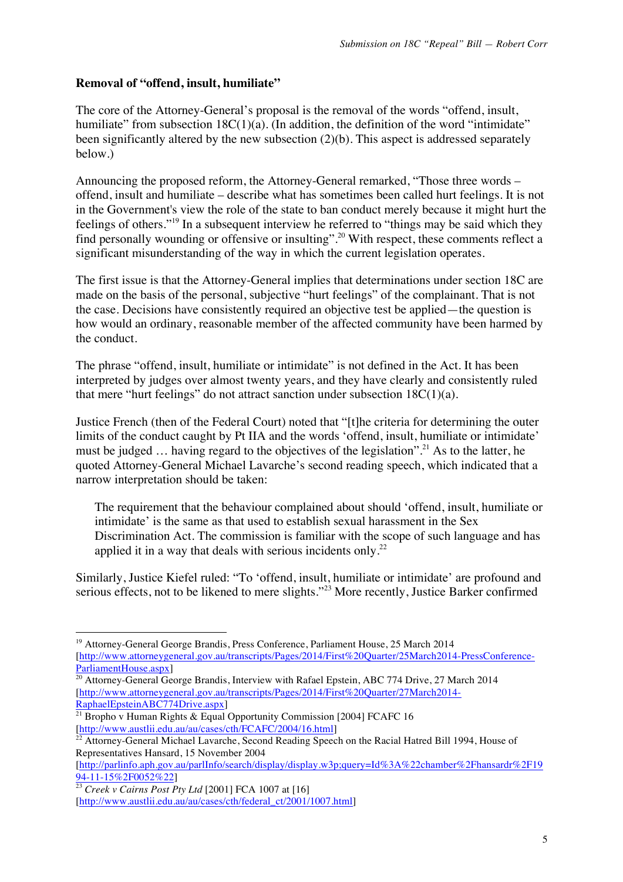**Removal of "offend, insult, humiliate"**

The core of the Attorney-General's proposal is the removal of the words "offend, insult, humiliate" from subsection 18C(1)(a). (In addition, the definition of the word "intimidate" been significantly altered by the new subsection (2)(b). This aspect is addressed separately below.)

Announcing the proposed reform, the Attorney-General remarked, "Those three words – offend, insult and humiliate – describe what has sometimes been called hurt feelings. It is not in the Government's view the role of the state to ban conduct merely because it might hurt the feelings of others."[19] In a subsequent interview he referred to "things may be said which they find personally wounding or offensive or insulting".[20] With respect, these comments reflect a significant misunderstanding of the way in which the current legislation operates.

The first issue is that the Attorney-General implies that determinations under section 18C are made on the basis of the personal, subjective "hurt feelings" of the complainant. That is not the case. Decisions have consistently required an objective test be applied—the question is how would an ordinary, reasonable member of the affected community have been harmed by the conduct.

The phrase "offend, insult, humiliate or intimidate" is not defined in the Act. It has been interpreted by judges over almost twenty years, and they have clearly and consistently ruled that mere "hurt feelings" do not attract sanction under subsection 18C(1)(a).

Justice French (then of the Federal Court) noted that "[t]he criteria for determining the outer limits of the conduct caught by Pt IIA and the words 'offend, insult, humiliate or intimidate' must be judged … having regard to the objectives of the legislation".[21] As to the latter, he quoted Attorney-General Michael Lavarche's second reading speech, which indicated that a narrow interpretation should be taken:

> The requirement that the behaviour complained about should 'offend, insult, humiliate or intimidate' is the same as that used to establish sexual harassment in the Sex Discrimination Act. The commission is familiar with the scope of such language and has applied it in a way that deals with serious incidents only.[22]

Similarly, Justice Kiefel ruled: "To 'offend, insult, humiliate or intimidate' are profound and serious effects, not to be likened to mere slights."[23] More recently, Justice Barker confirmed

---

[19] Attorney-General George Brandis, Press Conference, Parliament House, 25 March 2014 [http://www.attorneygeneral.gov.au/transcripts/Pages/2014/First%20Quarter/25March2014-PressConference-ParliamentHouse.aspx]

[20] Attorney-General George Brandis, Interview with Rafael Epstein, ABC 774 Drive, 27 March 2014 [http://www.attorneygeneral.gov.au/transcripts/Pages/2014/First%20Quarter/27March2014-RaphaelEpsteinABC774Drive.aspx]

[21] Bropho v Human Rights & Equal Opportunity Commission [2004] FCAFC 16 [http://www.austlii.edu.au/au/cases/cth/FCAFC/2004/16.html]

[22] Attorney-General Michael Lavarche, Second Reading Speech on the Racial Hatred Bill 1994, House of Representatives Hansard, 15 November 2004 [http://parlinfo.aph.gov.au/parlInfo/search/display/display.w3p;query=Id%3A%22chamber%2Fhansardr%2F1994-11-15%2F0052%22]

[23] *Creek v Cairns Post Pty Ltd* [2001] FCA 1007 at [16] [http://www.austlii.edu.au/au/cases/cth/federal_ct/2001/1007.html]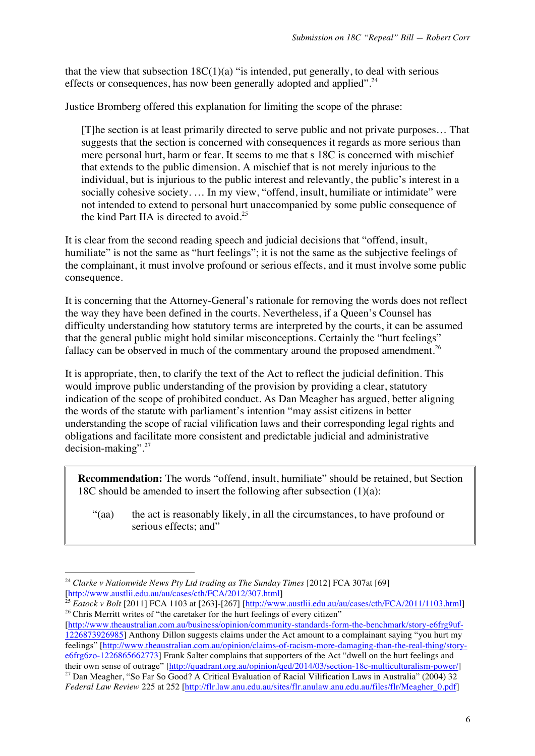that the view that subsection 18C(1)(a) "is intended, put generally, to deal with serious effects or consequences, has now been generally adopted and applied".[24]

Justice Bromberg offered this explanation for limiting the scope of the phrase:

> [T]he section is at least primarily directed to serve public and not private purposes… That suggests that the section is concerned with consequences it regards as more serious than mere personal hurt, harm or fear. It seems to me that s 18C is concerned with mischief that extends to the public dimension. A mischief that is not merely injurious to the individual, but is injurious to the public interest and relevantly, the public's interest in a socially cohesive society. … In my view, "offend, insult, humiliate or intimidate" were not intended to extend to personal hurt unaccompanied by some public consequence of the kind Part IIA is directed to avoid.[25]

It is clear from the second reading speech and judicial decisions that "offend, insult, humiliate" is not the same as "hurt feelings"; it is not the same as the subjective feelings of the complainant, it must involve profound or serious effects, and it must involve some public consequence.

It is concerning that the Attorney-General's rationale for removing the words does not reflect the way they have been defined in the courts. Nevertheless, if a Queen's Counsel has difficulty understanding how statutory terms are interpreted by the courts, it can be assumed that the general public might hold similar misconceptions. Certainly the "hurt feelings" fallacy can be observed in much of the commentary around the proposed amendment.[26]

It is appropriate, then, to clarify the text of the Act to reflect the judicial definition. This would improve public understanding of the provision by providing a clear, statutory indication of the scope of prohibited conduct. As Dan Meagher has argued, better aligning the words of the statute with parliament's intention "may assist citizens in better understanding the scope of racial vilification laws and their corresponding legal rights and obligations and facilitate more consistent and predictable judicial and administrative decision-making".[27]

> **Recommendation:** The words "offend, insult, humiliate" should be retained, but Section 18C should be amended to insert the following after subsection (1)(a):
>
> "(aa) the act is reasonably likely, in all the circumstances, to have profound or serious effects; and"

---

[24] *Clarke v Nationwide News Pty Ltd trading as The Sunday Times* [2012] FCA 307at [69] [http://www.austlii.edu.au/au/cases/cth/FCA/2012/307.html]

[25] *Eatock v Bolt* [2011] FCA 1103 at [263]-[267] [http://www.austlii.edu.au/au/cases/cth/FCA/2011/1103.html]

[26] Chris Merritt writes of "the caretaker for the hurt feelings of every citizen" [http://www.theaustralian.com.au/business/opinion/community-standards-form-the-benchmark/story-e6frg9uf-1226873926985] Anthony Dillon suggests claims under the Act amount to a complainant saying "you hurt my feelings" [http://www.theaustralian.com.au/opinion/claims-of-racism-more-damaging-than-the-real-thing/story-e6frg6zo-1226865662773] Frank Salter complains that supporters of the Act "dwell on the hurt feelings and their own sense of outrage" [http://quadrant.org.au/opinion/qed/2014/03/section-18c-multiculturalism-power/]

[27] Dan Meagher, "So Far So Good? A Critical Evaluation of Racial Vilification Laws in Australia" (2004) 32 *Federal Law Review* 225 at 252 [http://flr.law.anu.edu.au/sites/flr.anulaw.anu.edu.au/files/flr/Meagher_0.pdf]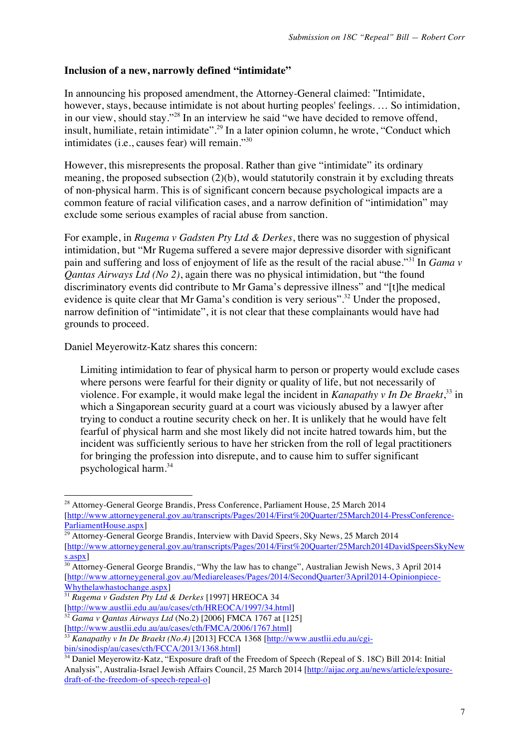**Inclusion of a new, narrowly defined "intimidate"**

In announcing his proposed amendment, the Attorney-General claimed: "Intimidate, however, stays, because intimidate is not about hurting peoples' feelings. … So intimidation, in our view, should stay."[28] In an interview he said "we have decided to remove offend, insult, humiliate, retain intimidate".[29] In a later opinion column, he wrote, "Conduct which intimidates (i.e., causes fear) will remain."[30]

However, this misrepresents the proposal. Rather than give "intimidate" its ordinary meaning, the proposed subsection (2)(b), would statutorily constrain it by excluding threats of non-physical harm. This is of significant concern because psychological impacts are a common feature of racial vilification cases, and a narrow definition of "intimidation" may exclude some serious examples of racial abuse from sanction.

For example, in *Rugema v Gadsten Pty Ltd & Derkes*, there was no suggestion of physical intimidation, but "Mr Rugema suffered a severe major depressive disorder with significant pain and suffering and loss of enjoyment of life as the result of the racial abuse."[31] In *Gama v Qantas Airways Ltd (No 2)*, again there was no physical intimidation, but "the found discriminatory events did contribute to Mr Gama's depressive illness" and "[t]he medical evidence is quite clear that Mr Gama's condition is very serious".[32] Under the proposed, narrow definition of "intimidate", it is not clear that these complainants would have had grounds to proceed.

Daniel Meyerowitz-Katz shares this concern:

> Limiting intimidation to fear of physical harm to person or property would exclude cases where persons were fearful for their dignity or quality of life, but not necessarily of violence. For example, it would make legal the incident in *Kanapathy v In De Braekt*,[33] in which a Singaporean security guard at a court was viciously abused by a lawyer after trying to conduct a routine security check on her. It is unlikely that he would have felt fearful of physical harm and she most likely did not incite hatred towards him, but the incident was sufficiently serious to have her stricken from the roll of legal practitioners for bringing the profession into disrepute, and to cause him to suffer significant psychological harm.[34]

---

[28] Attorney-General George Brandis, Press Conference, Parliament House, 25 March 2014 [http://www.attorneygeneral.gov.au/transcripts/Pages/2014/First%20Quarter/25March2014-PressConference-ParliamentHouse.aspx]

[29] Attorney-General George Brandis, Interview with David Speers, Sky News, 25 March 2014 [http://www.attorneygeneral.gov.au/transcripts/Pages/2014/First%20Quarter/25March2014DavidSpeersSkyNews.aspx]

[30] Attorney-General George Brandis, "Why the law has to change", Australian Jewish News, 3 April 2014 [http://www.attorneygeneral.gov.au/Mediareleases/Pages/2014/SecondQuarter/3April2014-Opinionpiece-Whythelawhastochange.aspx]

[31] *Rugema v Gadsten Pty Ltd & Derkes* [1997] HREOCA 34 [http://www.austlii.edu.au/au/cases/cth/HREOCA/1997/34.html]

[32] *Gama v Qantas Airways Ltd* (No.2) [2006] FMCA 1767 at [125] [http://www.austlii.edu.au/au/cases/cth/FMCA/2006/1767.html]

[33] *Kanapathy v In De Braekt (No.4)* [2013] FCCA 1368 [http://www.austlii.edu.au/cgi-bin/sinodisp/au/cases/cth/FCCA/2013/1368.html]

[34] Daniel Meyerowitz-Katz, "Exposure draft of the Freedom of Speech (Repeal of S. 18C) Bill 2014: Initial Analysis", Australia-Israel Jewish Affairs Council, 25 March 2014 [http://aijac.org.au/news/article/exposure-draft-of-the-freedom-of-speech-repeal-o]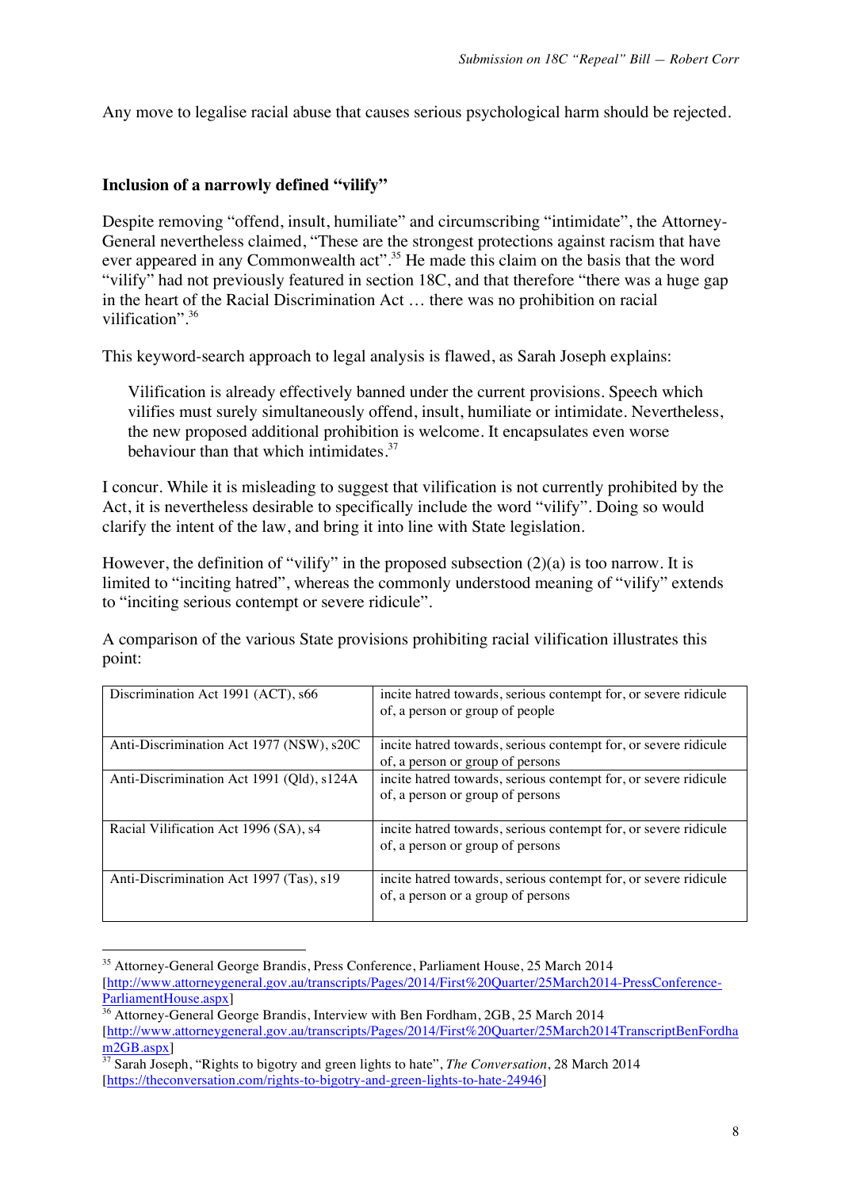Any move to legalise racial abuse that causes serious psychological harm should be rejected.

### Inclusion of a narrowly defined "vilify"

Despite removing "offend, insult, humiliate" and circumscribing "intimidate", the Attorney-General nevertheless claimed, "These are the strongest protections against racism that have ever appeared in any Commonwealth act".[35] He made this claim on the basis that the word "vilify" had not previously featured in section 18C, and that therefore "there was a huge gap in the heart of the Racial Discrimination Act … there was no prohibition on racial vilification".[36]

This keyword-search approach to legal analysis is flawed, as Sarah Joseph explains:

> Vilification is already effectively banned under the current provisions. Speech which vilifies must surely simultaneously offend, insult, humiliate or intimidate. Nevertheless, the new proposed additional prohibition is welcome. It encapsulates even worse behaviour than that which intimidates.[37]

I concur. While it is misleading to suggest that vilification is not currently prohibited by the Act, it is nevertheless desirable to specifically include the word "vilify". Doing so would clarify the intent of the law, and bring it into line with State legislation.

However, the definition of "vilify" in the proposed subsection (2)(a) is too narrow. It is limited to "inciting hatred", whereas the commonly understood meaning of "vilify" extends to "inciting serious contempt or severe ridicule".

A comparison of the various State provisions prohibiting racial vilification illustrates this point:

| | |
|---|---|
| Discrimination Act 1991 (ACT), s66 | incite hatred towards, serious contempt for, or severe ridicule of, a person or group of people |
| Anti-Discrimination Act 1977 (NSW), s20C | incite hatred towards, serious contempt for, or severe ridicule of, a person or group of persons |
| Anti-Discrimination Act 1991 (Qld), s124A | incite hatred towards, serious contempt for, or severe ridicule of, a person or group of persons |
| Racial Vilification Act 1996 (SA), s4 | incite hatred towards, serious contempt for, or severe ridicule of, a person or group of persons |
| Anti-Discrimination Act 1997 (Tas), s19 | incite hatred towards, serious contempt for, or severe ridicule of, a person or a group of persons |

---

[35] Attorney-General George Brandis, Press Conference, Parliament House, 25 March 2014 [http://www.attorneygeneral.gov.au/transcripts/Pages/2014/First%20Quarter/25March2014-PressConference-ParliamentHouse.aspx]

[36] Attorney-General George Brandis, Interview with Ben Fordham, 2GB, 25 March 2014 [http://www.attorneygeneral.gov.au/transcripts/Pages/2014/First%20Quarter/25March2014TranscriptBenFordham2GB.aspx]

[37] Sarah Joseph, "Rights to bigotry and green lights to hate", *The Conversation*, 28 March 2014 [https://theconversation.com/rights-to-bigotry-and-green-lights-to-hate-24946]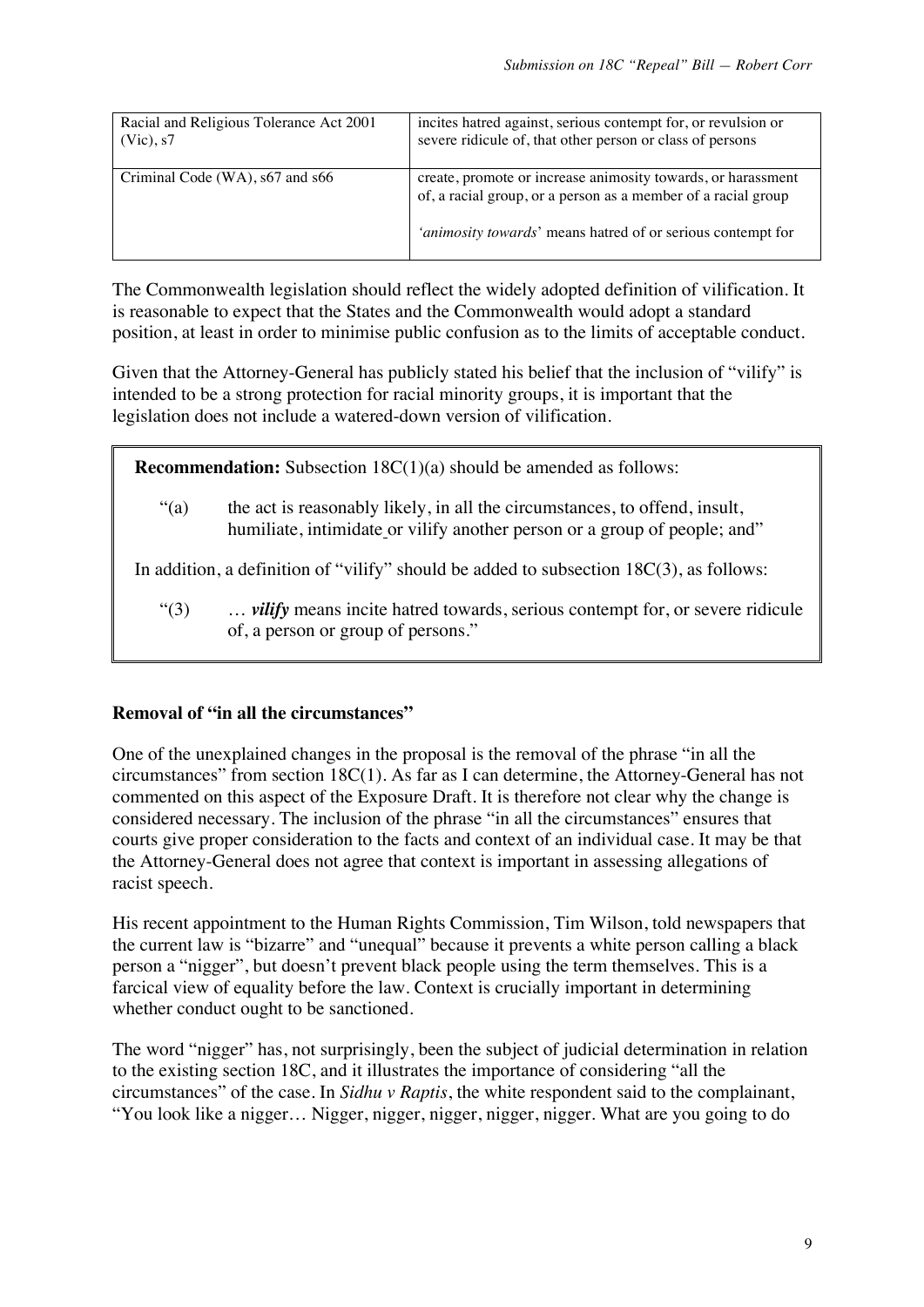| | |
|---|---|
| Racial and Religious Tolerance Act 2001 (Vic), s7 | incites hatred against, serious contempt for, or revulsion or severe ridicule of, that other person or class of persons |
| Criminal Code (WA), s67 and s66 | create, promote or increase animosity towards, or harassment of, a racial group, or a person as a member of a racial group<br><br>'*animosity towards*' means hatred of or serious contempt for |

The Commonwealth legislation should reflect the widely adopted definition of vilification. It is reasonable to expect that the States and the Commonwealth would adopt a standard position, at least in order to minimise public confusion as to the limits of acceptable conduct.

Given that the Attorney-General has publicly stated his belief that the inclusion of "vilify" is intended to be a strong protection for racial minority groups, it is important that the legislation does not include a watered-down version of vilification.

> **Recommendation:** Subsection 18C(1)(a) should be amended as follows:
>
> "(a) the act is reasonably likely, in all the circumstances, to offend, insult, humiliate, intimidate or vilify another person or a group of people; and"
>
> In addition, a definition of "vilify" should be added to subsection 18C(3), as follows:
>
> "(3) … ***vilify*** means incite hatred towards, serious contempt for, or severe ridicule of, a person or group of persons."

**Removal of "in all the circumstances"**

One of the unexplained changes in the proposal is the removal of the phrase "in all the circumstances" from section 18C(1). As far as I can determine, the Attorney-General has not commented on this aspect of the Exposure Draft. It is therefore not clear why the change is considered necessary. The inclusion of the phrase "in all the circumstances" ensures that courts give proper consideration to the facts and context of an individual case. It may be that the Attorney-General does not agree that context is important in assessing allegations of racist speech.

His recent appointment to the Human Rights Commission, Tim Wilson, told newspapers that the current law is "bizarre" and "unequal" because it prevents a white person calling a black person a "nigger", but doesn't prevent black people using the term themselves. This is a farcical view of equality before the law. Context is crucially important in determining whether conduct ought to be sanctioned.

The word "nigger" has, not surprisingly, been the subject of judicial determination in relation to the existing section 18C, and it illustrates the importance of considering "all the circumstances" of the case. In *Sidhu v Raptis*, the white respondent said to the complainant, "You look like a nigger… Nigger, nigger, nigger, nigger, nigger. What are you going to do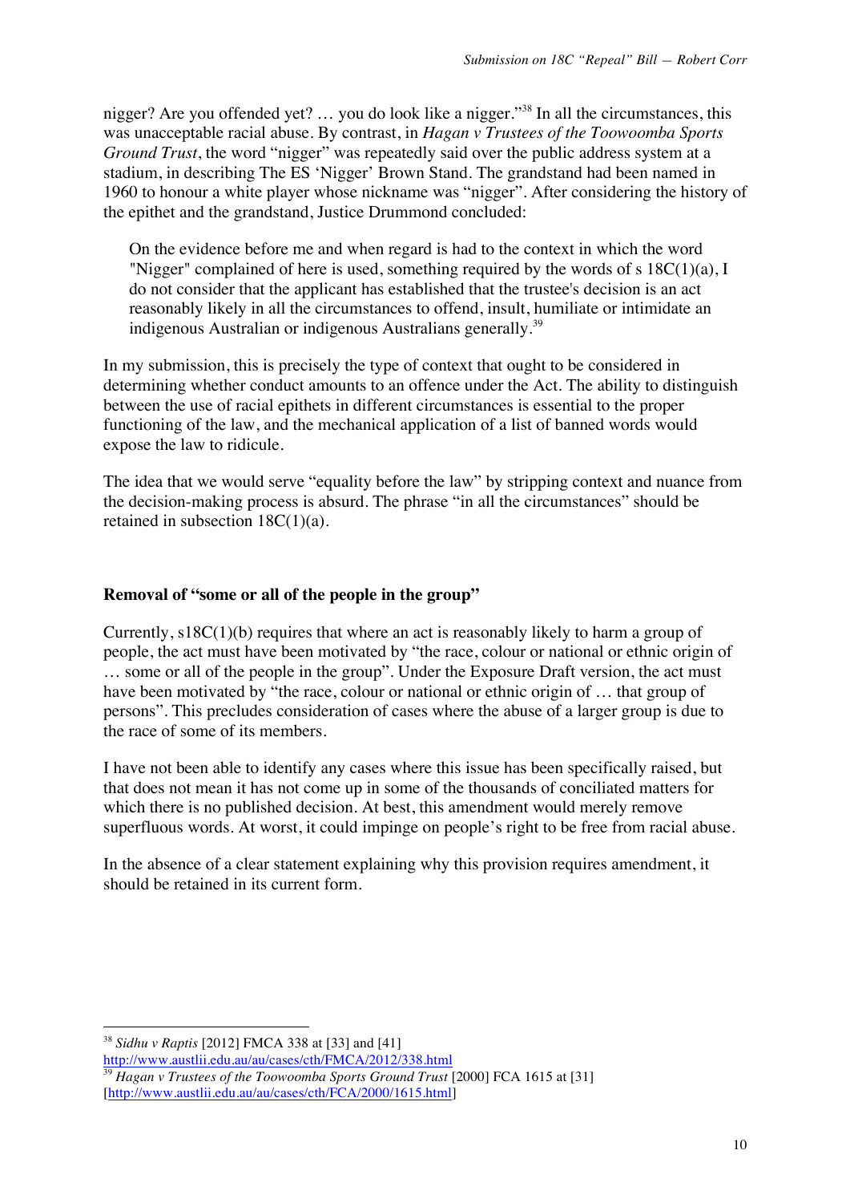nigger? Are you offended yet? … you do look like a nigger."[38] In all the circumstances, this was unacceptable racial abuse. By contrast, in *Hagan v Trustees of the Toowoomba Sports Ground Trust*, the word "nigger" was repeatedly said over the public address system at a stadium, in describing The ES 'Nigger' Brown Stand. The grandstand had been named in 1960 to honour a white player whose nickname was "nigger". After considering the history of the epithet and the grandstand, Justice Drummond concluded:

> On the evidence before me and when regard is had to the context in which the word "Nigger" complained of here is used, something required by the words of s 18C(1)(a), I do not consider that the applicant has established that the trustee's decision is an act reasonably likely in all the circumstances to offend, insult, humiliate or intimidate an indigenous Australian or indigenous Australians generally.[39]

In my submission, this is precisely the type of context that ought to be considered in determining whether conduct amounts to an offence under the Act. The ability to distinguish between the use of racial epithets in different circumstances is essential to the proper functioning of the law, and the mechanical application of a list of banned words would expose the law to ridicule.

The idea that we would serve "equality before the law" by stripping context and nuance from the decision-making process is absurd. The phrase "in all the circumstances" should be retained in subsection 18C(1)(a).

### Removal of "some or all of the people in the group"

Currently, s18C(1)(b) requires that where an act is reasonably likely to harm a group of people, the act must have been motivated by "the race, colour or national or ethnic origin of … some or all of the people in the group". Under the Exposure Draft version, the act must have been motivated by "the race, colour or national or ethnic origin of … that group of persons". This precludes consideration of cases where the abuse of a larger group is due to the race of some of its members.

I have not been able to identify any cases where this issue has been specifically raised, but that does not mean it has not come up in some of the thousands of conciliated matters for which there is no published decision. At best, this amendment would merely remove superfluous words. At worst, it could impinge on people's right to be free from racial abuse.

In the absence of a clear statement explaining why this provision requires amendment, it should be retained in its current form.

---

[38] *Sidhu v Raptis* [2012] FMCA 338 at [33] and [41] http://www.austlii.edu.au/au/cases/cth/FMCA/2012/338.html

[39] *Hagan v Trustees of the Toowoomba Sports Ground Trust* [2000] FCA 1615 at [31] [http://www.austlii.edu.au/au/cases/cth/FCA/2000/1615.html]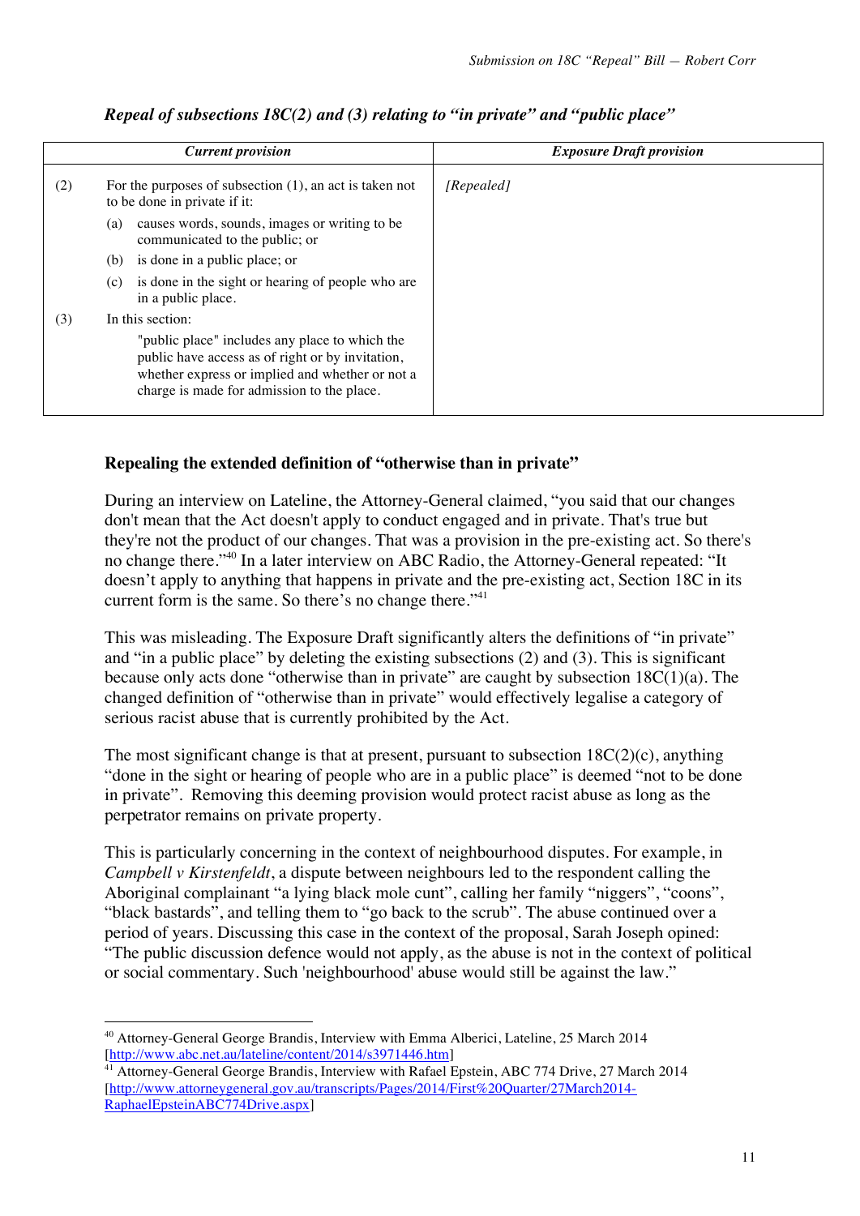*Repeal of subsections 18C(2) and (3) relating to "in private" and "public place"*

| *Current provision* | *Exposure Draft provision* |
|---|---|
| (2) For the purposes of subsection (1), an act is taken not to be done in private if it:<br>(a) causes words, sounds, images or writing to be communicated to the public; or<br>(b) is done in a public place; or<br>(c) is done in the sight or hearing of people who are in a public place.<br>(3) In this section:<br>"public place" includes any place to which the public have access as of right or by invitation, whether express or implied and whether or not a charge is made for admission to the place. | *[Repealed]* |

**Repealing the extended definition of "otherwise than in private"**

During an interview on Lateline, the Attorney-General claimed, "you said that our changes don't mean that the Act doesn't apply to conduct engaged and in private. That's true but they're not the product of our changes. That was a provision in the pre-existing act. So there's no change there."[40] In a later interview on ABC Radio, the Attorney-General repeated: "It doesn't apply to anything that happens in private and the pre-existing act, Section 18C in its current form is the same. So there's no change there."[41]

This was misleading. The Exposure Draft significantly alters the definitions of "in private" and "in a public place" by deleting the existing subsections (2) and (3). This is significant because only acts done "otherwise than in private" are caught by subsection 18C(1)(a). The changed definition of "otherwise than in private" would effectively legalise a category of serious racist abuse that is currently prohibited by the Act.

The most significant change is that at present, pursuant to subsection 18C(2)(c), anything "done in the sight or hearing of people who are in a public place" is deemed "not to be done in private". Removing this deeming provision would protect racist abuse as long as the perpetrator remains on private property.

This is particularly concerning in the context of neighbourhood disputes. For example, in *Campbell v Kirstenfeldt*, a dispute between neighbours led to the respondent calling the Aboriginal complainant "a lying black mole cunt", calling her family "niggers", "coons", "black bastards", and telling them to "go back to the scrub". The abuse continued over a period of years. Discussing this case in the context of the proposal, Sarah Joseph opined: "The public discussion defence would not apply, as the abuse is not in the context of political or social commentary. Such 'neighbourhood' abuse would still be against the law."

---

[40] Attorney-General George Brandis, Interview with Emma Alberici, Lateline, 25 March 2014 [http://www.abc.net.au/lateline/content/2014/s3971446.htm]

[41] Attorney-General George Brandis, Interview with Rafael Epstein, ABC 774 Drive, 27 March 2014 [http://www.attorneygeneral.gov.au/transcripts/Pages/2014/First%20Quarter/27March2014-RaphaelEpsteinABC774Drive.aspx]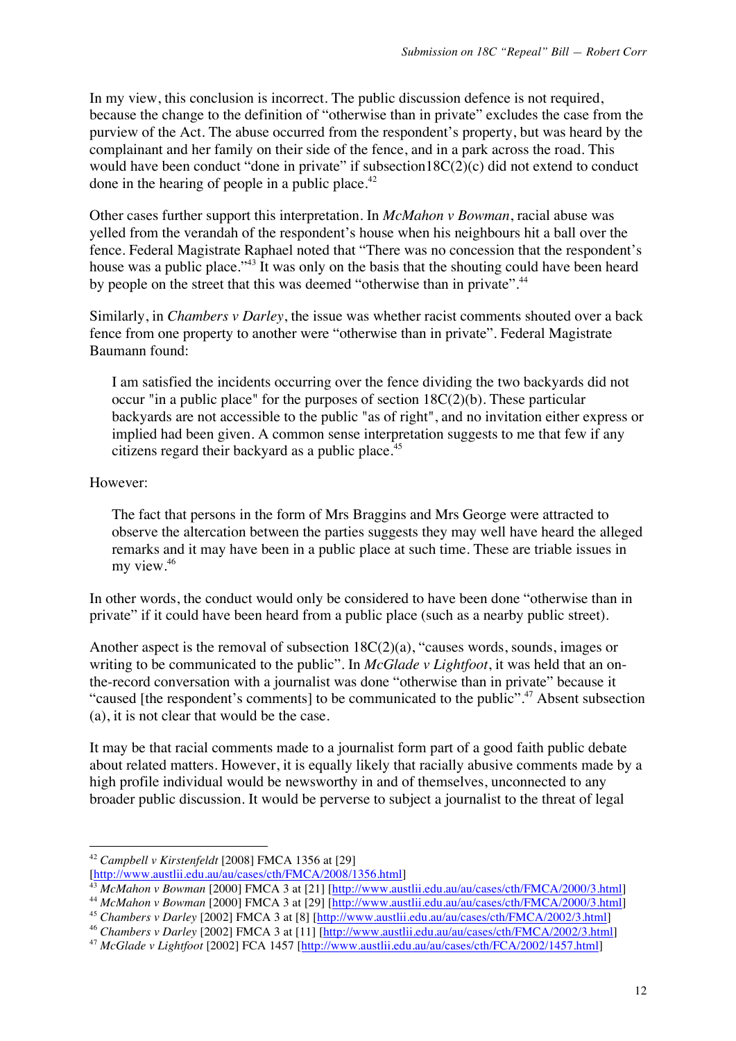In my view, this conclusion is incorrect. The public discussion defence is not required, because the change to the definition of "otherwise than in private" excludes the case from the purview of the Act. The abuse occurred from the respondent's property, but was heard by the complainant and her family on their side of the fence, and in a park across the road. This would have been conduct "done in private" if subsection18C(2)(c) did not extend to conduct done in the hearing of people in a public place.[42]

Other cases further support this interpretation. In *McMahon v Bowman*, racial abuse was yelled from the verandah of the respondent's house when his neighbours hit a ball over the fence. Federal Magistrate Raphael noted that "There was no concession that the respondent's house was a public place."[43] It was only on the basis that the shouting could have been heard by people on the street that this was deemed "otherwise than in private".[44]

Similarly, in *Chambers v Darley*, the issue was whether racist comments shouted over a back fence from one property to another were "otherwise than in private". Federal Magistrate Baumann found:

> I am satisfied the incidents occurring over the fence dividing the two backyards did not occur "in a public place" for the purposes of section 18C(2)(b). These particular backyards are not accessible to the public "as of right", and no invitation either express or implied had been given. A common sense interpretation suggests to me that few if any citizens regard their backyard as a public place.[45]

However:

> The fact that persons in the form of Mrs Braggins and Mrs George were attracted to observe the altercation between the parties suggests they may well have heard the alleged remarks and it may have been in a public place at such time. These are triable issues in my view.[46]

In other words, the conduct would only be considered to have been done "otherwise than in private" if it could have been heard from a public place (such as a nearby public street).

Another aspect is the removal of subsection 18C(2)(a), "causes words, sounds, images or writing to be communicated to the public". In *McGlade v Lightfoot*, it was held that an on-the-record conversation with a journalist was done "otherwise than in private" because it "caused [the respondent's comments] to be communicated to the public".[47] Absent subsection (a), it is not clear that would be the case.

It may be that racial comments made to a journalist form part of a good faith public debate about related matters. However, it is equally likely that racially abusive comments made by a high profile individual would be newsworthy in and of themselves, unconnected to any broader public discussion. It would be perverse to subject a journalist to the threat of legal

---

[42] *Campbell v Kirstenfeldt* [2008] FMCA 1356 at [29] [http://www.austlii.edu.au/au/cases/cth/FMCA/2008/1356.html]

[43] *McMahon v Bowman* [2000] FMCA 3 at [21] [http://www.austlii.edu.au/au/cases/cth/FMCA/2000/3.html]

[44] *McMahon v Bowman* [2000] FMCA 3 at [29] [http://www.austlii.edu.au/au/cases/cth/FMCA/2000/3.html]

[45] *Chambers v Darley* [2002] FMCA 3 at [8] [http://www.austlii.edu.au/au/cases/cth/FMCA/2002/3.html]

[46] *Chambers v Darley* [2002] FMCA 3 at [11] [http://www.austlii.edu.au/au/cases/cth/FMCA/2002/3.html]

[47] *McGlade v Lightfoot* [2002] FCA 1457 [http://www.austlii.edu.au/au/cases/cth/FCA/2002/1457.html]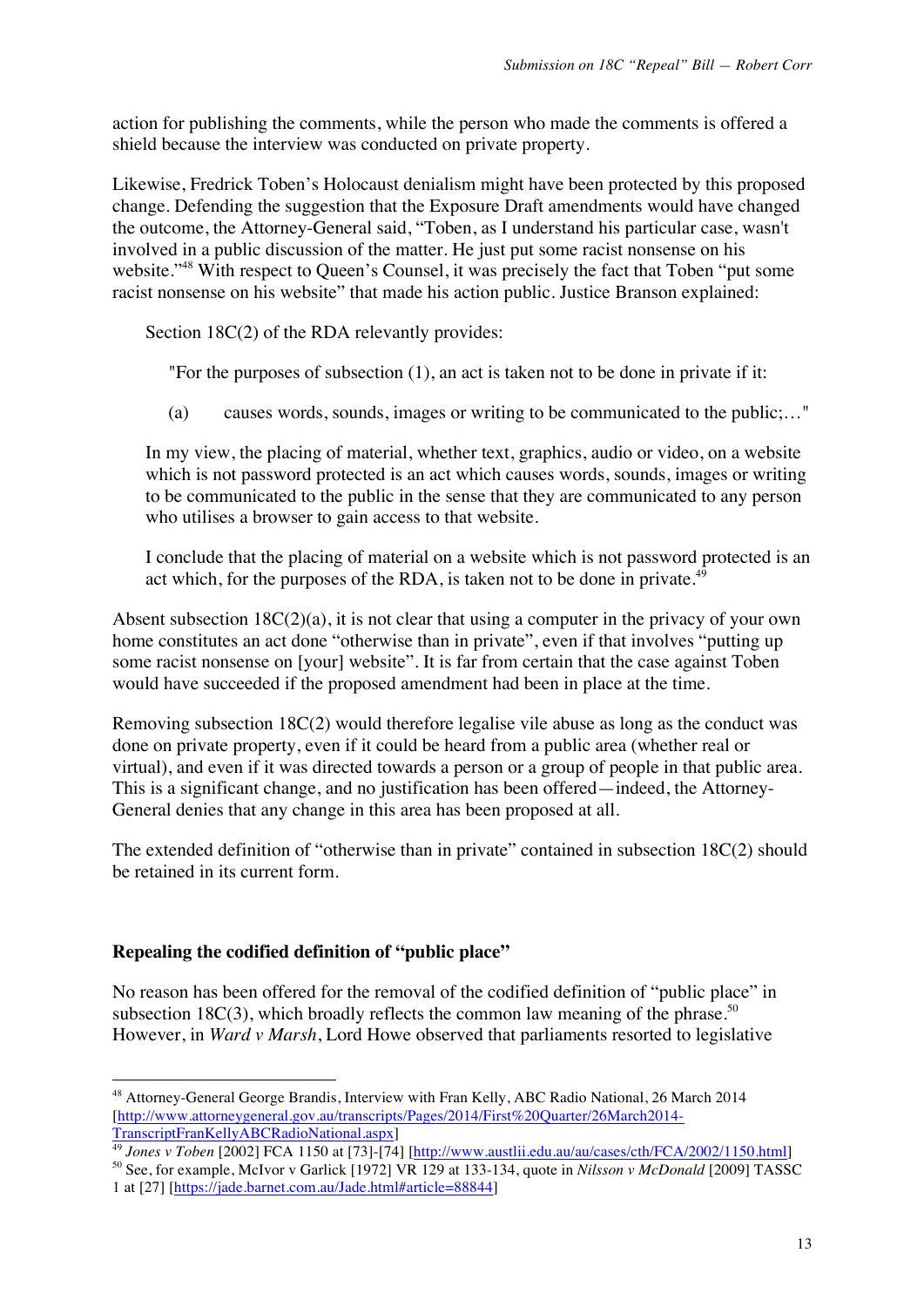action for publishing the comments, while the person who made the comments is offered a shield because the interview was conducted on private property.

Likewise, Fredrick Toben's Holocaust denialism might have been protected by this proposed change. Defending the suggestion that the Exposure Draft amendments would have changed the outcome, the Attorney-General said, "Toben, as I understand his particular case, wasn't involved in a public discussion of the matter. He just put some racist nonsense on his website."[48] With respect to Queen's Counsel, it was precisely the fact that Toben "put some racist nonsense on his website" that made his action public. Justice Branson explained:

> Section 18C(2) of the RDA relevantly provides:
>
> > "For the purposes of subsection (1), an act is taken not to be done in private if it:
> >
> > (a) causes words, sounds, images or writing to be communicated to the public;…"
>
> In my view, the placing of material, whether text, graphics, audio or video, on a website which is not password protected is an act which causes words, sounds, images or writing to be communicated to the public in the sense that they are communicated to any person who utilises a browser to gain access to that website.
>
> I conclude that the placing of material on a website which is not password protected is an act which, for the purposes of the RDA, is taken not to be done in private.[49]

Absent subsection 18C(2)(a), it is not clear that using a computer in the privacy of your own home constitutes an act done "otherwise than in private", even if that involves "putting up some racist nonsense on [your] website". It is far from certain that the case against Toben would have succeeded if the proposed amendment had been in place at the time.

Removing subsection 18C(2) would therefore legalise vile abuse as long as the conduct was done on private property, even if it could be heard from a public area (whether real or virtual), and even if it was directed towards a person or a group of people in that public area. This is a significant change, and no justification has been offered—indeed, the Attorney-General denies that any change in this area has been proposed at all.

The extended definition of "otherwise than in private" contained in subsection 18C(2) should be retained in its current form.

### Repealing the codified definition of "public place"

No reason has been offered for the removal of the codified definition of "public place" in subsection 18C(3), which broadly reflects the common law meaning of the phrase.[50] However, in *Ward v Marsh*, Lord Howe observed that parliaments resorted to legislative

---

[48] Attorney-General George Brandis, Interview with Fran Kelly, ABC Radio National, 26 March 2014 [http://www.attorneygeneral.gov.au/transcripts/Pages/2014/First%20Quarter/26March2014-TranscriptFranKellyABCRadioNational.aspx]

[49] *Jones v Toben* [2002] FCA 1150 at [73]-[74] [http://www.austlii.edu.au/au/cases/cth/FCA/2002/1150.html]

[50] See, for example, McIvor v Garlick [1972] VR 129 at 133-134, quote in *Nilsson v McDonald* [2009] TASSC 1 at [27] [https://jade.barnet.com.au/Jade.html#article=88844]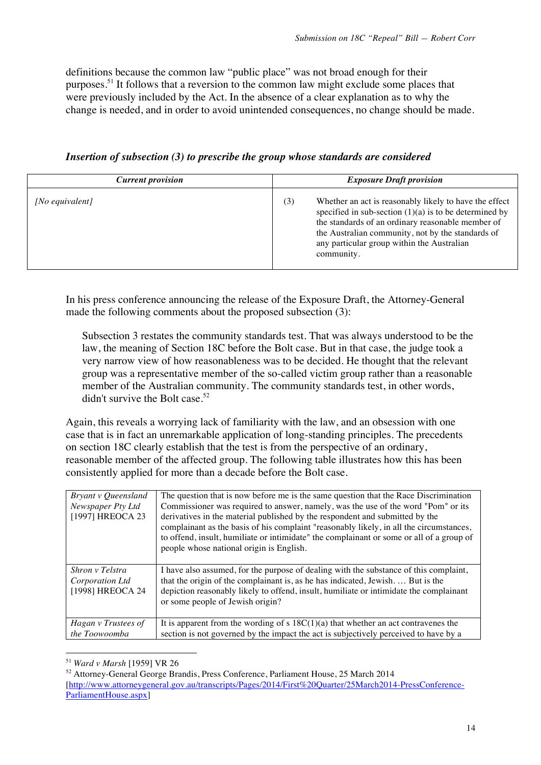definitions because the common law "public place" was not broad enough for their purposes.[51] It follows that a reversion to the common law might exclude some places that were previously included by the Act. In the absence of a clear explanation as to why the change is needed, and in order to avoid unintended consequences, no change should be made.

### *Insertion of subsection (3) to prescribe the group whose standards are considered*

| ***Current provision*** | ***Exposure Draft provision*** |
|---|---|
| *[No equivalent]* | (3) Whether an act is reasonably likely to have the effect specified in sub-section (1)(a) is to be determined by the standards of an ordinary reasonable member of the Australian community, not by the standards of any particular group within the Australian community. |

In his press conference announcing the release of the Exposure Draft, the Attorney-General made the following comments about the proposed subsection (3):

> Subsection 3 restates the community standards test. That was always understood to be the law, the meaning of Section 18C before the Bolt case. But in that case, the judge took a very narrow view of how reasonableness was to be decided. He thought that the relevant group was a representative member of the so-called victim group rather than a reasonable member of the Australian community. The community standards test, in other words, didn't survive the Bolt case.[52]

Again, this reveals a worrying lack of familiarity with the law, and an obsession with one case that is in fact an unremarkable application of long-standing principles. The precedents on section 18C clearly establish that the test is from the perspective of an ordinary, reasonable member of the affected group. The following table illustrates how this has been consistently applied for more than a decade before the Bolt case.

| | |
|---|---|
| *Bryant v Queensland Newspaper Pty Ltd* [1997] HREOCA 23 | The question that is now before me is the same question that the Race Discrimination Commissioner was required to answer, namely, was the use of the word "Pom" or its derivatives in the material published by the respondent and submitted by the complainant as the basis of his complaint "reasonably likely, in all the circumstances, to offend, insult, humiliate or intimidate" the complainant or some or all of a group of people whose national origin is English. |
| *Shron v Telstra Corporation Ltd* [1998] HREOCA 24 | I have also assumed, for the purpose of dealing with the substance of this complaint, that the origin of the complainant is, as he has indicated, Jewish. … But is the depiction reasonably likely to offend, insult, humiliate or intimidate the complainant or some people of Jewish origin? |
| *Hagan v Trustees of the Toowoomba* | It is apparent from the wording of s 18C(1)(a) that whether an act contravenes the section is not governed by the impact the act is subjectively perceived to have by a |

[51] *Ward v Marsh* [1959] VR 26

[52] Attorney-General George Brandis, Press Conference, Parliament House, 25 March 2014 [http://www.attorneygeneral.gov.au/transcripts/Pages/2014/First%20Quarter/25March2014-PressConference-ParliamentHouse.aspx]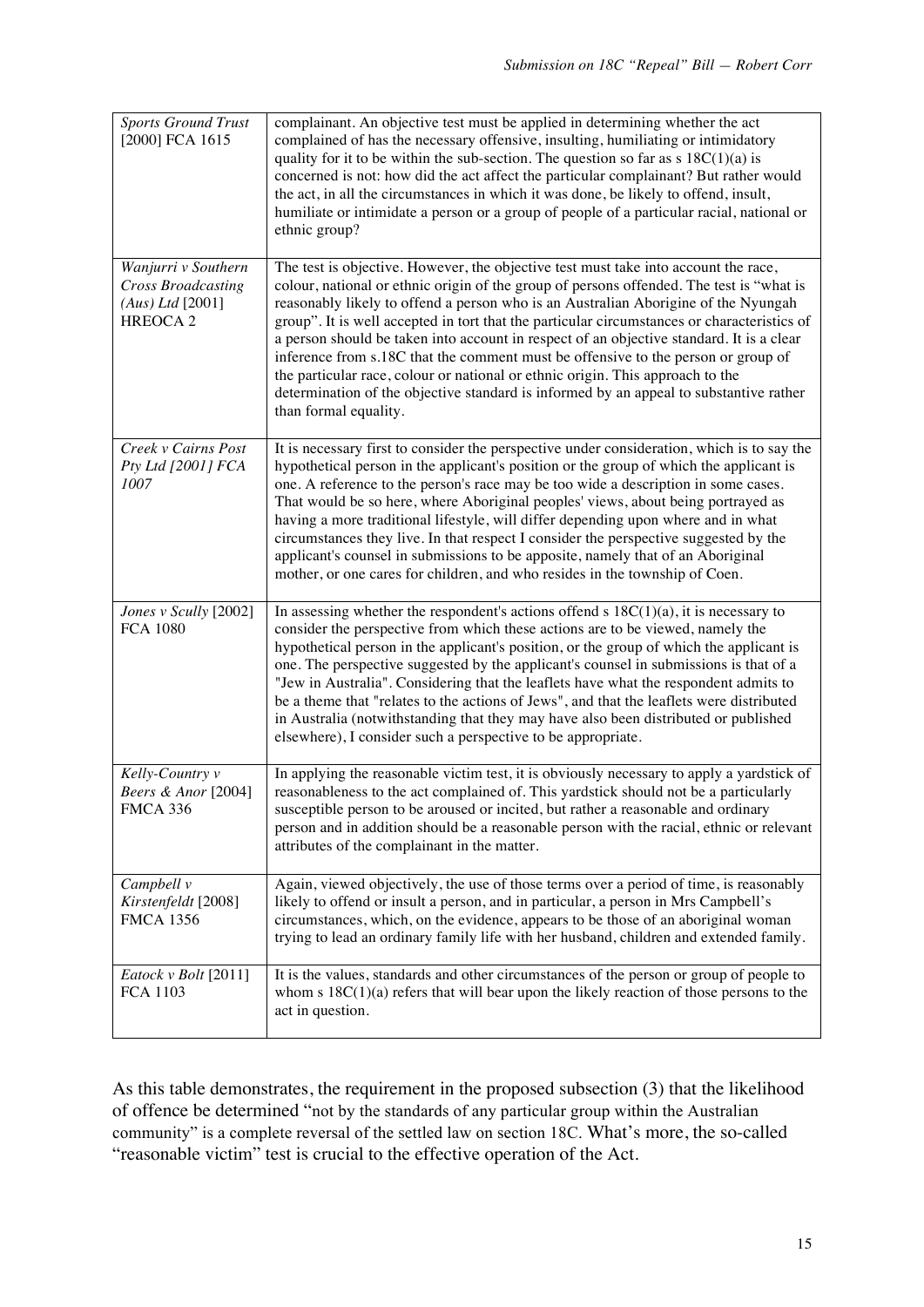| | |
|---|---|
| *Sports Ground Trust* [2000] FCA 1615 | complainant. An objective test must be applied in determining whether the act complained of has the necessary offensive, insulting, humiliating or intimidatory quality for it to be within the sub-section. The question so far as s 18C(1)(a) is concerned is not: how did the act affect the particular complainant? But rather would the act, in all the circumstances in which it was done, be likely to offend, insult, humiliate or intimidate a person or a group of people of a particular racial, national or ethnic group? |
| *Wanjurri v Southern Cross Broadcasting (Aus) Ltd* [2001] HREOCA 2 | The test is objective. However, the objective test must take into account the race, colour, national or ethnic origin of the group of persons offended. The test is "what is reasonably likely to offend a person who is an Australian Aborigine of the Nyungah group". It is well accepted in tort that the particular circumstances or characteristics of a person should be taken into account in respect of an objective standard. It is a clear inference from s.18C that the comment must be offensive to the person or group of the particular race, colour or national or ethnic origin. This approach to the determination of the objective standard is informed by an appeal to substantive rather than formal equality. |
| *Creek v Cairns Post Pty Ltd [2001] FCA 1007* | It is necessary first to consider the perspective under consideration, which is to say the hypothetical person in the applicant's position or the group of which the applicant is one. A reference to the person's race may be too wide a description in some cases. That would be so here, where Aboriginal peoples' views, about being portrayed as having a more traditional lifestyle, will differ depending upon where and in what circumstances they live. In that respect I consider the perspective suggested by the applicant's counsel in submissions to be apposite, namely that of an Aboriginal mother, or one cares for children, and who resides in the township of Coen. |
| *Jones v Scully* [2002] FCA 1080 | In assessing whether the respondent's actions offend s 18C(1)(a), it is necessary to consider the perspective from which these actions are to be viewed, namely the hypothetical person in the applicant's position, or the group of which the applicant is one. The perspective suggested by the applicant's counsel in submissions is that of a "Jew in Australia". Considering that the leaflets have what the respondent admits to be a theme that "relates to the actions of Jews", and that the leaflets were distributed in Australia (notwithstanding that they may have also been distributed or published elsewhere), I consider such a perspective to be appropriate. |
| *Kelly-Country v Beers & Anor* [2004] FMCA 336 | In applying the reasonable victim test, it is obviously necessary to apply a yardstick of reasonableness to the act complained of. This yardstick should not be a particularly susceptible person to be aroused or incited, but rather a reasonable and ordinary person and in addition should be a reasonable person with the racial, ethnic or relevant attributes of the complainant in the matter. |
| *Campbell v Kirstenfeldt* [2008] FMCA 1356 | Again, viewed objectively, the use of those terms over a period of time, is reasonably likely to offend or insult a person, and in particular, a person in Mrs Campbell's circumstances, which, on the evidence, appears to be those of an aboriginal woman trying to lead an ordinary family life with her husband, children and extended family. |
| *Eatock v Bolt* [2011] FCA 1103 | It is the values, standards and other circumstances of the person or group of people to whom s 18C(1)(a) refers that will bear upon the likely reaction of those persons to the act in question. |

As this table demonstrates, the requirement in the proposed subsection (3) that the likelihood of offence be determined "not by the standards of any particular group within the Australian community" is a complete reversal of the settled law on section 18C. What's more, the so-called "reasonable victim" test is crucial to the effective operation of the Act.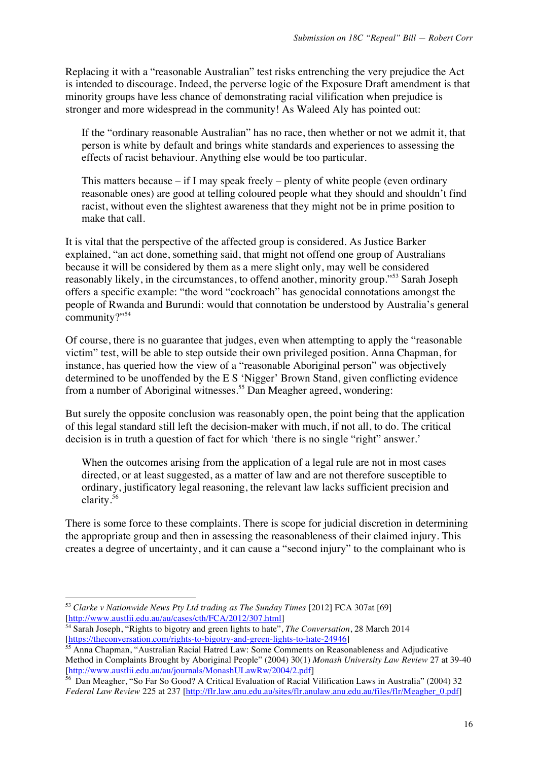Replacing it with a "reasonable Australian" test risks entrenching the very prejudice the Act is intended to discourage. Indeed, the perverse logic of the Exposure Draft amendment is that minority groups have less chance of demonstrating racial vilification when prejudice is stronger and more widespread in the community! As Waleed Aly has pointed out:

> If the "ordinary reasonable Australian" has no race, then whether or not we admit it, that person is white by default and brings white standards and experiences to assessing the effects of racist behaviour. Anything else would be too particular.
>
> This matters because – if I may speak freely – plenty of white people (even ordinary reasonable ones) are good at telling coloured people what they should and shouldn't find racist, without even the slightest awareness that they might not be in prime position to make that call.

It is vital that the perspective of the affected group is considered. As Justice Barker explained, "an act done, something said, that might not offend one group of Australians because it will be considered by them as a mere slight only, may well be considered reasonably likely, in the circumstances, to offend another, minority group."[53] Sarah Joseph offers a specific example: "the word "cockroach" has genocidal connotations amongst the people of Rwanda and Burundi: would that connotation be understood by Australia's general community?"[54]

Of course, there is no guarantee that judges, even when attempting to apply the "reasonable victim" test, will be able to step outside their own privileged position. Anna Chapman, for instance, has queried how the view of a "reasonable Aboriginal person" was objectively determined to be unoffended by the E S 'Nigger' Brown Stand, given conflicting evidence from a number of Aboriginal witnesses.[55] Dan Meagher agreed, wondering:

But surely the opposite conclusion was reasonably open, the point being that the application of this legal standard still left the decision-maker with much, if not all, to do. The critical decision is in truth a question of fact for which 'there is no single "right" answer.'

> When the outcomes arising from the application of a legal rule are not in most cases directed, or at least suggested, as a matter of law and are not therefore susceptible to ordinary, justificatory legal reasoning, the relevant law lacks sufficient precision and clarity.[56]

There is some force to these complaints. There is scope for judicial discretion in determining the appropriate group and then in assessing the reasonableness of their claimed injury. This creates a degree of uncertainty, and it can cause a "second injury" to the complainant who is

---

[53] *Clarke v Nationwide News Pty Ltd trading as The Sunday Times* [2012] FCA 307at [69] [http://www.austlii.edu.au/au/cases/cth/FCA/2012/307.html]

[54] Sarah Joseph, "Rights to bigotry and green lights to hate", *The Conversation*, 28 March 2014 [https://theconversation.com/rights-to-bigotry-and-green-lights-to-hate-24946]

[55] Anna Chapman, "Australian Racial Hatred Law: Some Comments on Reasonableness and Adjudicative Method in Complaints Brought by Aboriginal People" (2004) 30(1) *Monash University Law Review* 27 at 39-40 [http://www.austlii.edu.au/au/journals/MonashULawRw/2004/2.pdf]

[56] Dan Meagher, "So Far So Good? A Critical Evaluation of Racial Vilification Laws in Australia" (2004) 32 *Federal Law Review* 225 at 237 [http://flr.law.anu.edu.au/sites/flr.anulaw.anu.edu.au/files/flr/Meagher_0.pdf]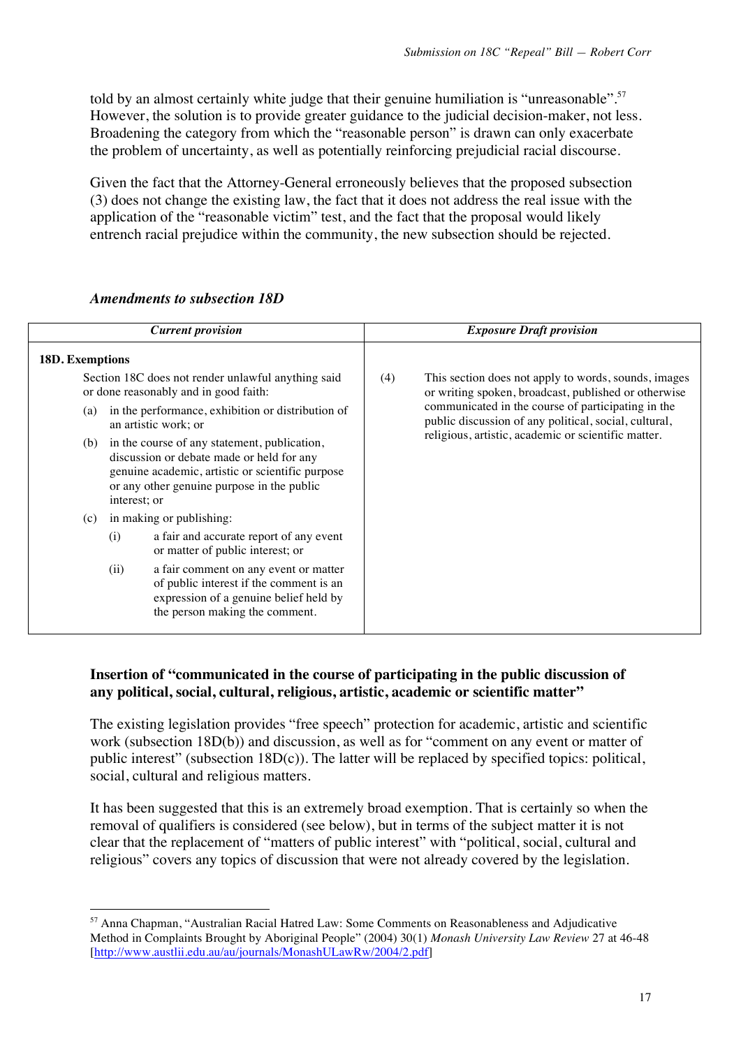told by an almost certainly white judge that their genuine humiliation is "unreasonable".[57] However, the solution is to provide greater guidance to the judicial decision-maker, not less. Broadening the category from which the "reasonable person" is drawn can only exacerbate the problem of uncertainty, as well as potentially reinforcing prejudicial racial discourse.

Given the fact that the Attorney-General erroneously believes that the proposed subsection (3) does not change the existing law, the fact that it does not address the real issue with the application of the "reasonable victim" test, and the fact that the proposal would likely entrench racial prejudice within the community, the new subsection should be rejected.

### *Amendments to subsection 18D*

| *Current provision* | *Exposure Draft provision* |
|---|---|
| **18D. Exemptions**<br>Section 18C does not render unlawful anything said or done reasonably and in good faith:<br>(a) in the performance, exhibition or distribution of an artistic work; or<br>(b) in the course of any statement, publication, discussion or debate made or held for any genuine academic, artistic or scientific purpose or any other genuine purpose in the public interest; or<br>(c) in making or publishing:<br>(i) a fair and accurate report of any event or matter of public interest; or<br>(ii) a fair comment on any event or matter of public interest if the comment is an expression of a genuine belief held by the person making the comment. | (4) This section does not apply to words, sounds, images or writing spoken, broadcast, published or otherwise communicated in the course of participating in the public discussion of any political, social, cultural, religious, artistic, academic or scientific matter. |

**Insertion of "communicated in the course of participating in the public discussion of any political, social, cultural, religious, artistic, academic or scientific matter"**

The existing legislation provides "free speech" protection for academic, artistic and scientific work (subsection 18D(b)) and discussion, as well as for "comment on any event or matter of public interest" (subsection 18D(c)). The latter will be replaced by specified topics: political, social, cultural and religious matters.

It has been suggested that this is an extremely broad exemption. That is certainly so when the removal of qualifiers is considered (see below), but in terms of the subject matter it is not clear that the replacement of "matters of public interest" with "political, social, cultural and religious" covers any topics of discussion that were not already covered by the legislation.

---

[57] Anna Chapman, "Australian Racial Hatred Law: Some Comments on Reasonableness and Adjudicative Method in Complaints Brought by Aboriginal People" (2004) 30(1) *Monash University Law Review* 27 at 46-48 [http://www.austlii.edu.au/au/journals/MonashULawRw/2004/2.pdf]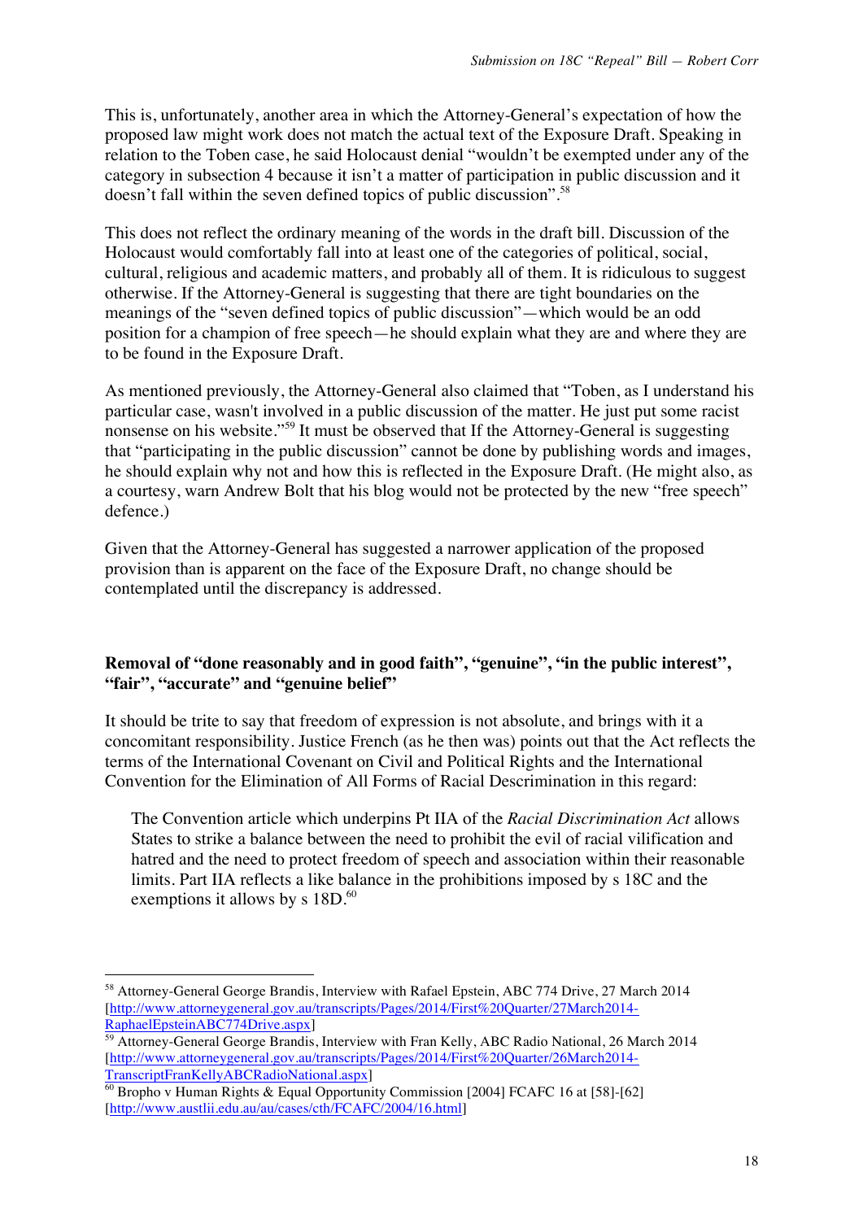This is, unfortunately, another area in which the Attorney-General's expectation of how the proposed law might work does not match the actual text of the Exposure Draft. Speaking in relation to the Toben case, he said Holocaust denial "wouldn't be exempted under any of the category in subsection 4 because it isn't a matter of participation in public discussion and it doesn't fall within the seven defined topics of public discussion".[58]

This does not reflect the ordinary meaning of the words in the draft bill. Discussion of the Holocaust would comfortably fall into at least one of the categories of political, social, cultural, religious and academic matters, and probably all of them. It is ridiculous to suggest otherwise. If the Attorney-General is suggesting that there are tight boundaries on the meanings of the "seven defined topics of public discussion"—which would be an odd position for a champion of free speech—he should explain what they are and where they are to be found in the Exposure Draft.

As mentioned previously, the Attorney-General also claimed that "Toben, as I understand his particular case, wasn't involved in a public discussion of the matter. He just put some racist nonsense on his website."[59] It must be observed that If the Attorney-General is suggesting that "participating in the public discussion" cannot be done by publishing words and images, he should explain why not and how this is reflected in the Exposure Draft. (He might also, as a courtesy, warn Andrew Bolt that his blog would not be protected by the new "free speech" defence.)

Given that the Attorney-General has suggested a narrower application of the proposed provision than is apparent on the face of the Exposure Draft, no change should be contemplated until the discrepancy is addressed.

**Removal of "done reasonably and in good faith", "genuine", "in the public interest", "fair", "accurate" and "genuine belief"**

It should be trite to say that freedom of expression is not absolute, and brings with it a concomitant responsibility. Justice French (as he then was) points out that the Act reflects the terms of the International Covenant on Civil and Political Rights and the International Convention for the Elimination of All Forms of Racial Descrimination in this regard:

> The Convention article which underpins Pt IIA of the *Racial Discrimination Act* allows States to strike a balance between the need to prohibit the evil of racial vilification and hatred and the need to protect freedom of speech and association within their reasonable limits. Part IIA reflects a like balance in the prohibitions imposed by s 18C and the exemptions it allows by s 18D.[60]

---

[58] Attorney-General George Brandis, Interview with Rafael Epstein, ABC 774 Drive, 27 March 2014 [http://www.attorneygeneral.gov.au/transcripts/Pages/2014/First%20Quarter/27March2014-RaphaelEpsteinABC774Drive.aspx]

[59] Attorney-General George Brandis, Interview with Fran Kelly, ABC Radio National, 26 March 2014 [http://www.attorneygeneral.gov.au/transcripts/Pages/2014/First%20Quarter/26March2014-TranscriptFranKellyABCRadioNational.aspx]

[60] Bropho v Human Rights & Equal Opportunity Commission [2004] FCAFC 16 at [58]-[62] [http://www.austlii.edu.au/au/cases/cth/FCAFC/2004/16.html]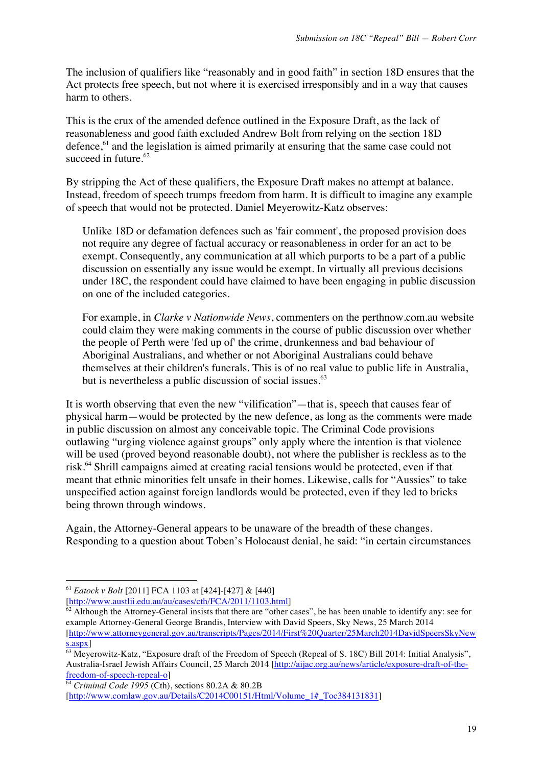The inclusion of qualifiers like "reasonably and in good faith" in section 18D ensures that the Act protects free speech, but not where it is exercised irresponsibly and in a way that causes harm to others.

This is the crux of the amended defence outlined in the Exposure Draft, as the lack of reasonableness and good faith excluded Andrew Bolt from relying on the section 18D defence,[61] and the legislation is aimed primarily at ensuring that the same case could not succeed in future.[62]

By stripping the Act of these qualifiers, the Exposure Draft makes no attempt at balance. Instead, freedom of speech trumps freedom from harm. It is difficult to imagine any example of speech that would not be protected. Daniel Meyerowitz-Katz observes:

> Unlike 18D or defamation defences such as 'fair comment', the proposed provision does not require any degree of factual accuracy or reasonableness in order for an act to be exempt. Consequently, any communication at all which purports to be a part of a public discussion on essentially any issue would be exempt. In virtually all previous decisions under 18C, the respondent could have claimed to have been engaging in public discussion on one of the included categories.
>
> For example, in *Clarke v Nationwide News*, commenters on the perthnow.com.au website could claim they were making comments in the course of public discussion over whether the people of Perth were 'fed up of' the crime, drunkenness and bad behaviour of Aboriginal Australians, and whether or not Aboriginal Australians could behave themselves at their children's funerals. This is of no real value to public life in Australia, but is nevertheless a public discussion of social issues.[63]

It is worth observing that even the new "vilification"—that is, speech that causes fear of physical harm—would be protected by the new defence, as long as the comments were made in public discussion on almost any conceivable topic. The Criminal Code provisions outlawing "urging violence against groups" only apply where the intention is that violence will be used (proved beyond reasonable doubt), not where the publisher is reckless as to the risk.[64] Shrill campaigns aimed at creating racial tensions would be protected, even if that meant that ethnic minorities felt unsafe in their homes. Likewise, calls for "Aussies" to take unspecified action against foreign landlords would be protected, even if they led to bricks being thrown through windows.

Again, the Attorney-General appears to be unaware of the breadth of these changes. Responding to a question about Toben's Holocaust denial, he said: "in certain circumstances

---

[61] *Eatock v Bolt* [2011] FCA 1103 at [424]-[427] & [440] [http://www.austlii.edu.au/au/cases/cth/FCA/2011/1103.html]

[62] Although the Attorney-General insists that there are "other cases", he has been unable to identify any: see for example Attorney-General George Brandis, Interview with David Speers, Sky News, 25 March 2014 [http://www.attorneygeneral.gov.au/transcripts/Pages/2014/First%20Quarter/25March2014DavidSpeersSkyNews.aspx]

[63] Meyerowitz-Katz, "Exposure draft of the Freedom of Speech (Repeal of S. 18C) Bill 2014: Initial Analysis", Australia-Israel Jewish Affairs Council, 25 March 2014 [http://aijac.org.au/news/article/exposure-draft-of-the-freedom-of-speech-repeal-o]

[64] *Criminal Code 1995* (Cth), sections 80.2A & 80.2B [http://www.comlaw.gov.au/Details/C2014C00151/Html/Volume_1#_Toc384131831]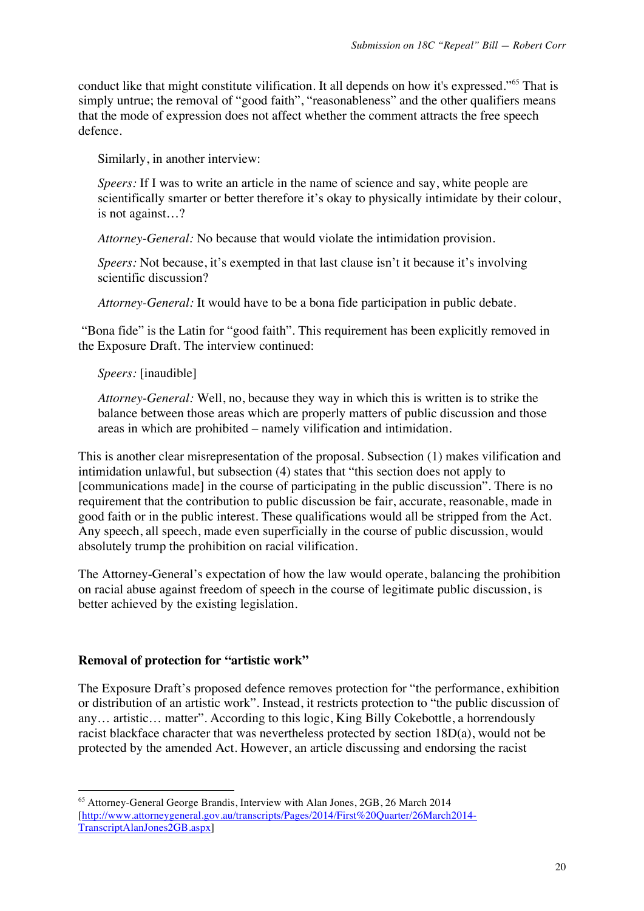conduct like that might constitute vilification. It all depends on how it's expressed."[65] That is simply untrue; the removal of "good faith", "reasonableness" and the other qualifiers means that the mode of expression does not affect whether the comment attracts the free speech defence.

Similarly, in another interview:

> *Speers:* If I was to write an article in the name of science and say, white people are scientifically smarter or better therefore it's okay to physically intimidate by their colour, is not against…?
>
> *Attorney-General:* No because that would violate the intimidation provision.
>
> *Speers:* Not because, it's exempted in that last clause isn't it because it's involving scientific discussion?
>
> *Attorney-General:* It would have to be a bona fide participation in public debate.

"Bona fide" is the Latin for "good faith". This requirement has been explicitly removed in the Exposure Draft. The interview continued:

> *Speers:* [inaudible]
>
> *Attorney-General:* Well, no, because they way in which this is written is to strike the balance between those areas which are properly matters of public discussion and those areas in which are prohibited – namely vilification and intimidation.

This is another clear misrepresentation of the proposal. Subsection (1) makes vilification and intimidation unlawful, but subsection (4) states that "this section does not apply to [communications made] in the course of participating in the public discussion". There is no requirement that the contribution to public discussion be fair, accurate, reasonable, made in good faith or in the public interest. These qualifications would all be stripped from the Act. Any speech, all speech, made even superficially in the course of public discussion, would absolutely trump the prohibition on racial vilification.

The Attorney-General's expectation of how the law would operate, balancing the prohibition on racial abuse against freedom of speech in the course of legitimate public discussion, is better achieved by the existing legislation.

**Removal of protection for "artistic work"**

The Exposure Draft's proposed defence removes protection for "the performance, exhibition or distribution of an artistic work". Instead, it restricts protection to "the public discussion of any… artistic… matter". According to this logic, King Billy Cokebottle, a horrendously racist blackface character that was nevertheless protected by section 18D(a), would not be protected by the amended Act. However, an article discussing and endorsing the racist

---

[65] Attorney-General George Brandis, Interview with Alan Jones, 2GB, 26 March 2014 [http://www.attorneygeneral.gov.au/transcripts/Pages/2014/First%20Quarter/26March2014-TranscriptAlanJones2GB.aspx]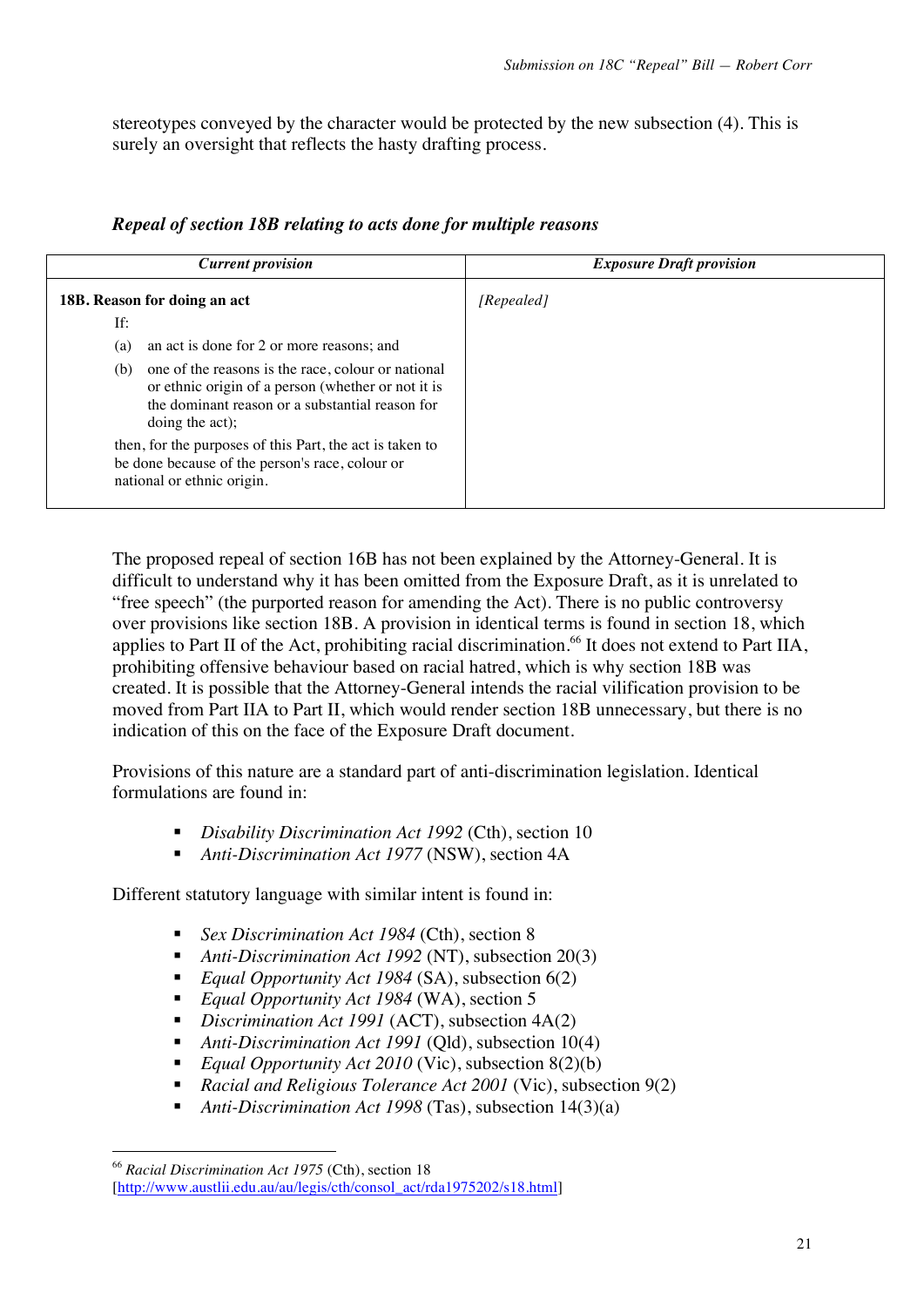stereotypes conveyed by the character would be protected by the new subsection (4). This is surely an oversight that reflects the hasty drafting process.

### *Repeal of section 18B relating to acts done for multiple reasons*

| *Current provision* | *Exposure Draft provision* |
|---|---|
| **18B. Reason for doing an act**<br>If:<br>(a) an act is done for 2 or more reasons; and<br>(b) one of the reasons is the race, colour or national or ethnic origin of a person (whether or not it is the dominant reason or a substantial reason for doing the act);<br>then, for the purposes of this Part, the act is taken to be done because of the person's race, colour or national or ethnic origin. | *[Repealed]* |

The proposed repeal of section 16B has not been explained by the Attorney-General. It is difficult to understand why it has been omitted from the Exposure Draft, as it is unrelated to "free speech" (the purported reason for amending the Act). There is no public controversy over provisions like section 18B. A provision in identical terms is found in section 18, which applies to Part II of the Act, prohibiting racial discrimination.[66] It does not extend to Part IIA, prohibiting offensive behaviour based on racial hatred, which is why section 18B was created. It is possible that the Attorney-General intends the racial vilification provision to be moved from Part IIA to Part II, which would render section 18B unnecessary, but there is no indication of this on the face of the Exposure Draft document.

Provisions of this nature are a standard part of anti-discrimination legislation. Identical formulations are found in:

- *Disability Discrimination Act 1992* (Cth), section 10
- *Anti-Discrimination Act 1977* (NSW), section 4A

Different statutory language with similar intent is found in:

- *Sex Discrimination Act 1984* (Cth), section 8
- *Anti-Discrimination Act 1992* (NT), subsection 20(3)
- *Equal Opportunity Act 1984* (SA), subsection 6(2)
- *Equal Opportunity Act 1984* (WA), section 5
- *Discrimination Act 1991* (ACT), subsection 4A(2)
- *Anti-Discrimination Act 1991* (Qld), subsection 10(4)
- *Equal Opportunity Act 2010* (Vic), subsection 8(2)(b)
- *Racial and Religious Tolerance Act 2001* (Vic), subsection 9(2)
- *Anti-Discrimination Act 1998* (Tas), subsection 14(3)(a)

---

[66] *Racial Discrimination Act 1975* (Cth), section 18 [http://www.austlii.edu.au/au/legis/cth/consol_act/rda1975202/s18.html]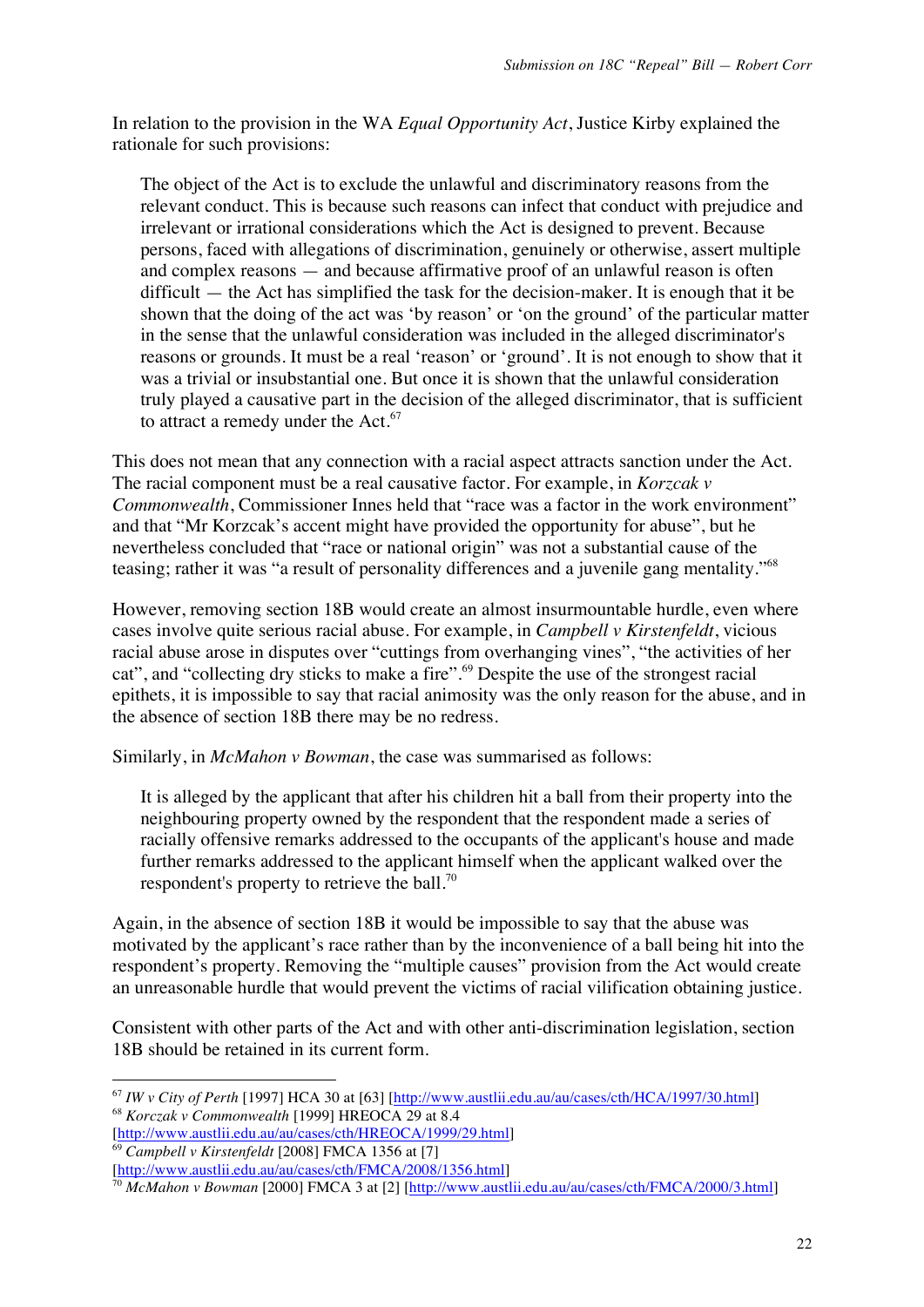In relation to the provision in the WA *Equal Opportunity Act*, Justice Kirby explained the rationale for such provisions:

> The object of the Act is to exclude the unlawful and discriminatory reasons from the relevant conduct. This is because such reasons can infect that conduct with prejudice and irrelevant or irrational considerations which the Act is designed to prevent. Because persons, faced with allegations of discrimination, genuinely or otherwise, assert multiple and complex reasons — and because affirmative proof of an unlawful reason is often difficult — the Act has simplified the task for the decision-maker. It is enough that it be shown that the doing of the act was 'by reason' or 'on the ground' of the particular matter in the sense that the unlawful consideration was included in the alleged discriminator's reasons or grounds. It must be a real 'reason' or 'ground'. It is not enough to show that it was a trivial or insubstantial one. But once it is shown that the unlawful consideration truly played a causative part in the decision of the alleged discriminator, that is sufficient to attract a remedy under the Act.[67]

This does not mean that any connection with a racial aspect attracts sanction under the Act. The racial component must be a real causative factor. For example, in *Korzcak v Commonwealth*, Commissioner Innes held that "race was a factor in the work environment" and that "Mr Korzcak's accent might have provided the opportunity for abuse", but he nevertheless concluded that "race or national origin" was not a substantial cause of the teasing; rather it was "a result of personality differences and a juvenile gang mentality."[68]

However, removing section 18B would create an almost insurmountable hurdle, even where cases involve quite serious racial abuse. For example, in *Campbell v Kirstenfeldt*, vicious racial abuse arose in disputes over "cuttings from overhanging vines", "the activities of her cat", and "collecting dry sticks to make a fire".[69] Despite the use of the strongest racial epithets, it is impossible to say that racial animosity was the only reason for the abuse, and in the absence of section 18B there may be no redress.

Similarly, in *McMahon v Bowman*, the case was summarised as follows:

> It is alleged by the applicant that after his children hit a ball from their property into the neighbouring property owned by the respondent that the respondent made a series of racially offensive remarks addressed to the occupants of the applicant's house and made further remarks addressed to the applicant himself when the applicant walked over the respondent's property to retrieve the ball.[70]

Again, in the absence of section 18B it would be impossible to say that the abuse was motivated by the applicant's race rather than by the inconvenience of a ball being hit into the respondent's property. Removing the "multiple causes" provision from the Act would create an unreasonable hurdle that would prevent the victims of racial vilification obtaining justice.

Consistent with other parts of the Act and with other anti-discrimination legislation, section 18B should be retained in its current form.

---

[67] *IW v City of Perth* [1997] HCA 30 at [63] [http://www.austlii.edu.au/au/cases/cth/HCA/1997/30.html]

[68] *Korzcak v Commonwealth* [1999] HREOCA 29 at 8.4 [http://www.austlii.edu.au/au/cases/cth/HREOCA/1999/29.html]

[69] *Campbell v Kirstenfeldt* [2008] FMCA 1356 at [7] [http://www.austlii.edu.au/au/cases/cth/FMCA/2008/1356.html]

[70] *McMahon v Bowman* [2000] FMCA 3 at [2] [http://www.austlii.edu.au/au/cases/cth/FMCA/2000/3.html]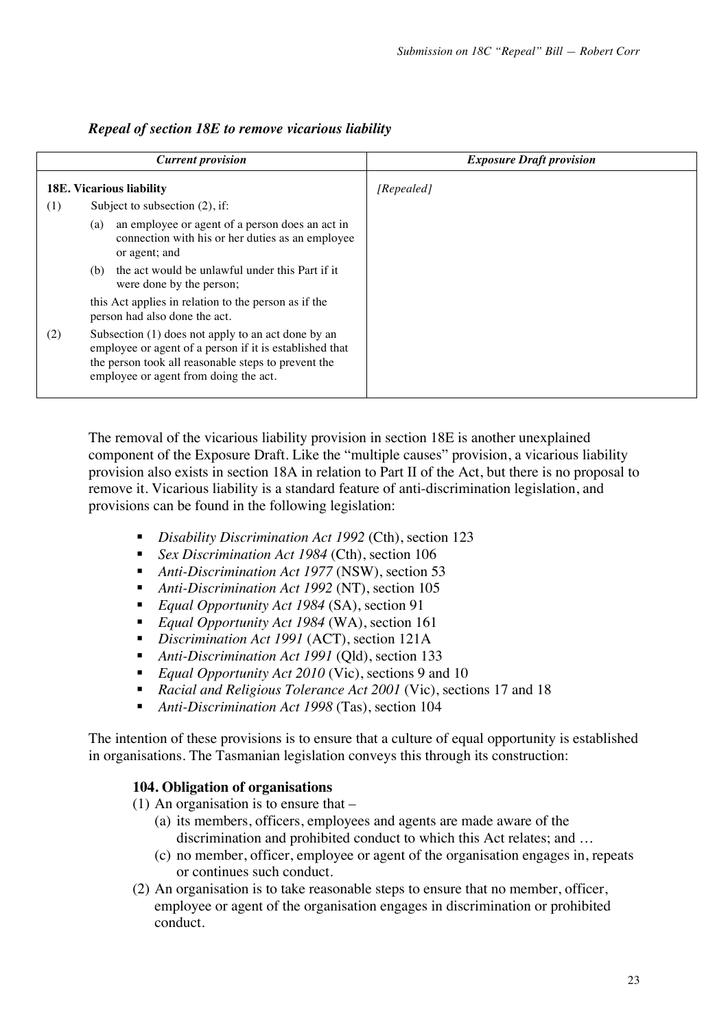### *Repeal of section 18E to remove vicarious liability*

| *Current provision* | *Exposure Draft provision* |
|---|---|
| **18E. Vicarious liability**<br>(1) Subject to subsection (2), if:<br>(a) an employee or agent of a person does an act in connection with his or her duties as an employee or agent; and<br>(b) the act would be unlawful under this Part if it were done by the person;<br>this Act applies in relation to the person as if the person had also done the act.<br>(2) Subsection (1) does not apply to an act done by an employee or agent of a person if it is established that the person took all reasonable steps to prevent the employee or agent from doing the act. | *[Repealed]* |

The removal of the vicarious liability provision in section 18E is another unexplained component of the Exposure Draft. Like the "multiple causes" provision, a vicarious liability provision also exists in section 18A in relation to Part II of the Act, but there is no proposal to remove it. Vicarious liability is a standard feature of anti-discrimination legislation, and provisions can be found in the following legislation:

- *Disability Discrimination Act 1992* (Cth), section 123
- *Sex Discrimination Act 1984* (Cth), section 106
- *Anti-Discrimination Act 1977* (NSW), section 53
- *Anti-Discrimination Act 1992* (NT), section 105
- *Equal Opportunity Act 1984* (SA), section 91
- *Equal Opportunity Act 1984* (WA), section 161
- *Discrimination Act 1991* (ACT), section 121A
- *Anti-Discrimination Act 1991* (Qld), section 133
- *Equal Opportunity Act 2010* (Vic), sections 9 and 10
- *Racial and Religious Tolerance Act 2001* (Vic), sections 17 and 18
- *Anti-Discrimination Act 1998* (Tas), section 104

The intention of these provisions is to ensure that a culture of equal opportunity is established in organisations. The Tasmanian legislation conveys this through its construction:

> **104. Obligation of organisations**
>
> (1) An organisation is to ensure that –
>
> (a) its members, officers, employees and agents are made aware of the discrimination and prohibited conduct to which this Act relates; and …
>
> (c) no member, officer, employee or agent of the organisation engages in, repeats or continues such conduct.
>
> (2) An organisation is to take reasonable steps to ensure that no member, officer, employee or agent of the organisation engages in discrimination or prohibited conduct.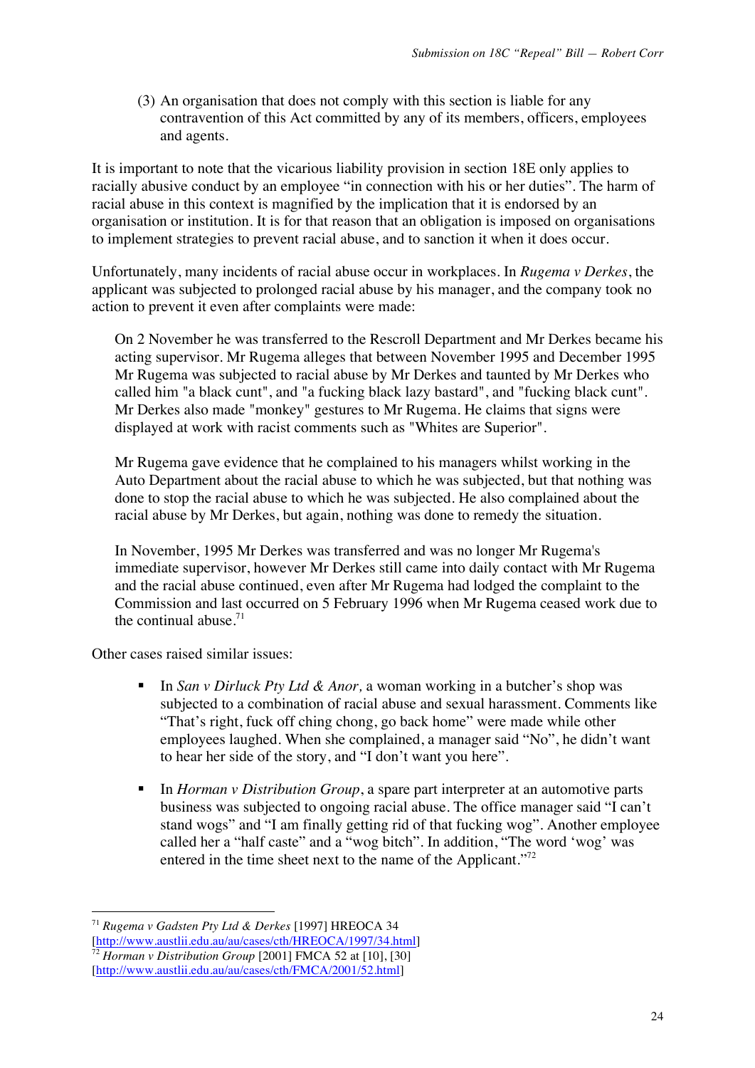(3) An organisation that does not comply with this section is liable for any contravention of this Act committed by any of its members, officers, employees and agents.

It is important to note that the vicarious liability provision in section 18E only applies to racially abusive conduct by an employee "in connection with his or her duties". The harm of racial abuse in this context is magnified by the implication that it is endorsed by an organisation or institution. It is for that reason that an obligation is imposed on organisations to implement strategies to prevent racial abuse, and to sanction it when it does occur.

Unfortunately, many incidents of racial abuse occur in workplaces. In *Rugema v Derkes*, the applicant was subjected to prolonged racial abuse by his manager, and the company took no action to prevent it even after complaints were made:

> On 2 November he was transferred to the Rescroll Department and Mr Derkes became his acting supervisor. Mr Rugema alleges that between November 1995 and December 1995 Mr Rugema was subjected to racial abuse by Mr Derkes and taunted by Mr Derkes who called him "a black cunt", and "a fucking black lazy bastard", and "fucking black cunt". Mr Derkes also made "monkey" gestures to Mr Rugema. He claims that signs were displayed at work with racist comments such as "Whites are Superior".
>
> Mr Rugema gave evidence that he complained to his managers whilst working in the Auto Department about the racial abuse to which he was subjected, but that nothing was done to stop the racial abuse to which he was subjected. He also complained about the racial abuse by Mr Derkes, but again, nothing was done to remedy the situation.
>
> In November, 1995 Mr Derkes was transferred and was no longer Mr Rugema's immediate supervisor, however Mr Derkes still came into daily contact with Mr Rugema and the racial abuse continued, even after Mr Rugema had lodged the complaint to the Commission and last occurred on 5 February 1996 when Mr Rugema ceased work due to the continual abuse.[71]

Other cases raised similar issues:

- In *San v Dirluck Pty Ltd & Anor,* a woman working in a butcher's shop was subjected to a combination of racial abuse and sexual harassment. Comments like "That's right, fuck off ching chong, go back home" were made while other employees laughed. When she complained, a manager said "No", he didn't want to hear her side of the story, and "I don't want you here".

- In *Horman v Distribution Group*, a spare part interpreter at an automotive parts business was subjected to ongoing racial abuse. The office manager said "I can't stand wogs" and "I am finally getting rid of that fucking wog". Another employee called her a "half caste" and a "wog bitch". In addition, "The word 'wog' was entered in the time sheet next to the name of the Applicant."[72]

---

[71] *Rugema v Gadsten Pty Ltd & Derkes* [1997] HREOCA 34 [http://www.austlii.edu.au/au/cases/cth/HREOCA/1997/34.html]

[72] *Horman v Distribution Group* [2001] FMCA 52 at [10], [30] [http://www.austlii.edu.au/au/cases/cth/FMCA/2001/52.html]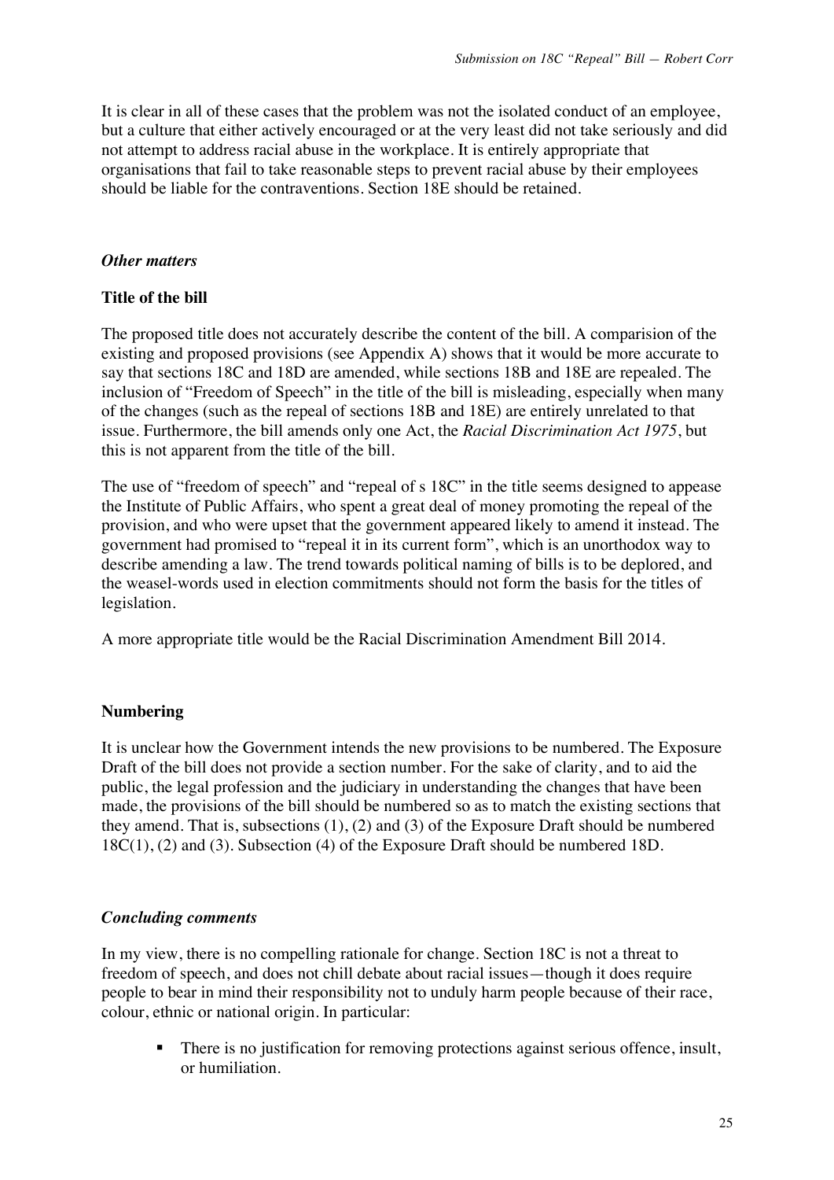It is clear in all of these cases that the problem was not the isolated conduct of an employee, but a culture that either actively encouraged or at the very least did not take seriously and did not attempt to address racial abuse in the workplace. It is entirely appropriate that organisations that fail to take reasonable steps to prevent racial abuse by their employees should be liable for the contraventions. Section 18E should be retained.

### *Other matters*

#### Title of the bill

The proposed title does not accurately describe the content of the bill. A comparision of the existing and proposed provisions (see Appendix A) shows that it would be more accurate to say that sections 18C and 18D are amended, while sections 18B and 18E are repealed. The inclusion of "Freedom of Speech" in the title of the bill is misleading, especially when many of the changes (such as the repeal of sections 18B and 18E) are entirely unrelated to that issue. Furthermore, the bill amends only one Act, the *Racial Discrimination Act 1975*, but this is not apparent from the title of the bill.

The use of "freedom of speech" and "repeal of s 18C" in the title seems designed to appease the Institute of Public Affairs, who spent a great deal of money promoting the repeal of the provision, and who were upset that the government appeared likely to amend it instead. The government had promised to "repeal it in its current form", which is an unorthodox way to describe amending a law. The trend towards political naming of bills is to be deplored, and the weasel-words used in election commitments should not form the basis for the titles of legislation.

A more appropriate title would be the Racial Discrimination Amendment Bill 2014.

#### Numbering

It is unclear how the Government intends the new provisions to be numbered. The Exposure Draft of the bill does not provide a section number. For the sake of clarity, and to aid the public, the legal profession and the judiciary in understanding the changes that have been made, the provisions of the bill should be numbered so as to match the existing sections that they amend. That is, subsections (1), (2) and (3) of the Exposure Draft should be numbered 18C(1), (2) and (3). Subsection (4) of the Exposure Draft should be numbered 18D.

### *Concluding comments*

In my view, there is no compelling rationale for change. Section 18C is not a threat to freedom of speech, and does not chill debate about racial issues—though it does require people to bear in mind their responsibility not to unduly harm people because of their race, colour, ethnic or national origin. In particular:

- There is no justification for removing protections against serious offence, insult, or humiliation.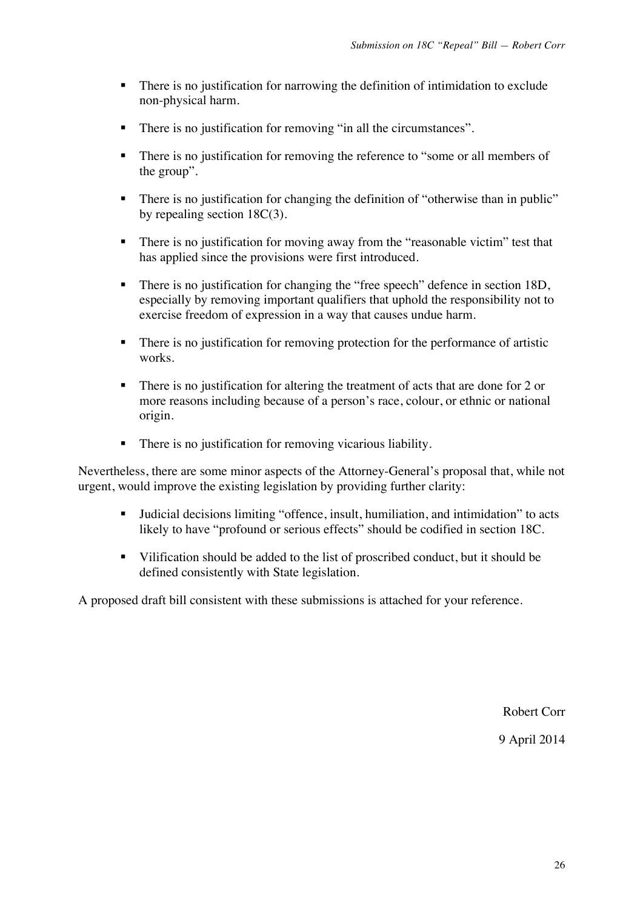- There is no justification for narrowing the definition of intimidation to exclude non-physical harm.
- There is no justification for removing "in all the circumstances".
- There is no justification for removing the reference to "some or all members of the group".
- There is no justification for changing the definition of "otherwise than in public" by repealing section 18C(3).
- There is no justification for moving away from the "reasonable victim" test that has applied since the provisions were first introduced.
- There is no justification for changing the "free speech" defence in section 18D, especially by removing important qualifiers that uphold the responsibility not to exercise freedom of expression in a way that causes undue harm.
- There is no justification for removing protection for the performance of artistic works.
- There is no justification for altering the treatment of acts that are done for 2 or more reasons including because of a person's race, colour, or ethnic or national origin.
- There is no justification for removing vicarious liability.

Nevertheless, there are some minor aspects of the Attorney-General's proposal that, while not urgent, would improve the existing legislation by providing further clarity:

- Judicial decisions limiting "offence, insult, humiliation, and intimidation" to acts likely to have "profound or serious effects" should be codified in section 18C.
- Vilification should be added to the list of proscribed conduct, but it should be defined consistently with State legislation.

A proposed draft bill consistent with these submissions is attached for your reference.

Robert Corr

9 April 2014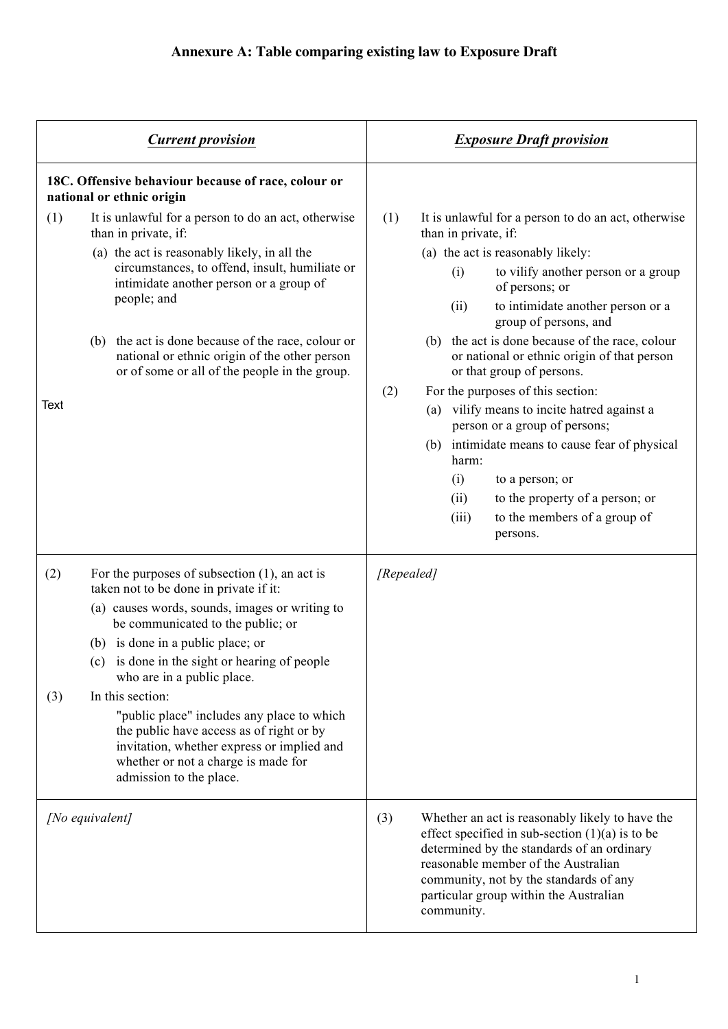# Annexure A: Table comparing existing law to Exposure Draft

| ***Current provision*** | ***Exposure Draft provision*** |
|---|---|
| **18C. Offensive behaviour because of race, colour or national or ethnic origin**<br><br>(1) It is unlawful for a person to do an act, otherwise than in private, if:<br>(a) the act is reasonably likely, in all the circumstances, to offend, insult, humiliate or intimidate another person or a group of people; and<br>(b) the act is done because of the race, colour or national or ethnic origin of the other person or of some or all of the people in the group.<br><br>Text | (1) It is unlawful for a person to do an act, otherwise than in private, if:<br>(a) the act is reasonably likely:<br>(i) to vilify another person or a group of persons; or<br>(ii) to intimidate another person or a group of persons, and<br>(b) the act is done because of the race, colour or national or ethnic origin of that person or that group of persons.<br><br>(2) For the purposes of this section:<br>(a) vilify means to incite hatred against a person or a group of persons;<br>(b) intimidate means to cause fear of physical harm:<br>(i) to a person; or<br>(ii) to the property of a person; or<br>(iii) to the members of a group of persons. |
| (2) For the purposes of subsection (1), an act is taken not to be done in private if it:<br>(a) causes words, sounds, images or writing to be communicated to the public; or<br>(b) is done in a public place; or<br>(c) is done in the sight or hearing of people who are in a public place.<br>(3) In this section:<br>"public place" includes any place to which the public have access as of right or by invitation, whether express or implied and whether or not a charge is made for admission to the place. | *[Repealed]* |
| *[No equivalent]* | (3) Whether an act is reasonably likely to have the effect specified in sub-section (1)(a) is to be determined by the standards of an ordinary reasonable member of the Australian community, not by the standards of any particular group within the Australian community. |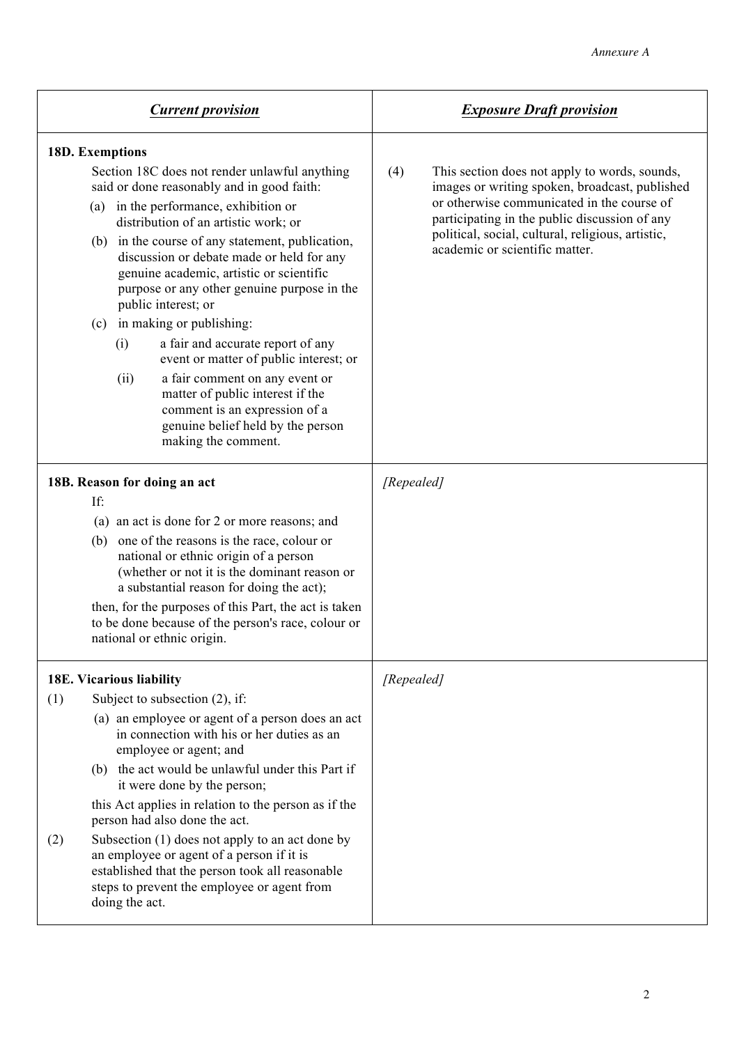*Annexure A*

| ***Current provision*** | ***Exposure Draft provision*** |
| --- | --- |
| **18D. Exemptions**<br><br>Section 18C does not render unlawful anything said or done reasonably and in good faith:<br><br>(a) in the performance, exhibition or distribution of an artistic work; or<br><br>(b) in the course of any statement, publication, discussion or debate made or held for any genuine academic, artistic or scientific purpose or any other genuine purpose in the public interest; or<br><br>(c) in making or publishing:<br><br>(i) a fair and accurate report of any event or matter of public interest; or<br><br>(ii) a fair comment on any event or matter of public interest if the comment is an expression of a genuine belief held by the person making the comment. | (4) This section does not apply to words, sounds, images or writing spoken, broadcast, published or otherwise communicated in the course of participating in the public discussion of any political, social, cultural, religious, artistic, academic or scientific matter. |
| **18B. Reason for doing an act**<br><br>If:<br><br>(a) an act is done for 2 or more reasons; and<br><br>(b) one of the reasons is the race, colour or national or ethnic origin of a person (whether or not it is the dominant reason or a substantial reason for doing the act);<br><br>then, for the purposes of this Part, the act is taken to be done because of the person's race, colour or national or ethnic origin. | *[Repealed]* |
| **18E. Vicarious liability**<br><br>(1) Subject to subsection (2), if:<br><br>(a) an employee or agent of a person does an act in connection with his or her duties as an employee or agent; and<br><br>(b) the act would be unlawful under this Part if it were done by the person;<br><br>this Act applies in relation to the person as if the person had also done the act.<br><br>(2) Subsection (1) does not apply to an act done by an employee or agent of a person if it is established that the person took all reasonable steps to prevent the employee or agent from doing the act. | *[Repealed]* |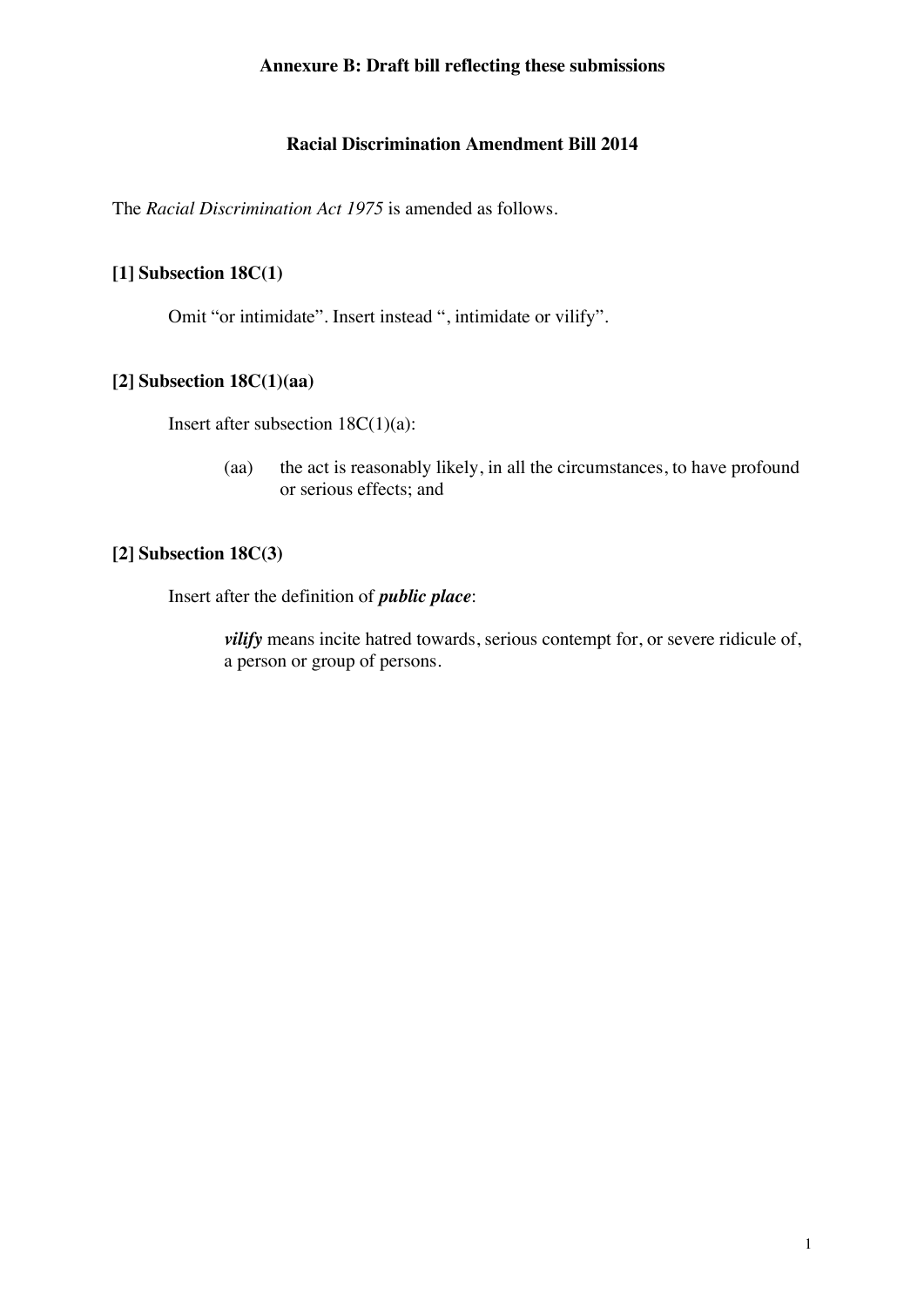**Annexure B: Draft bill reflecting these submissions**

**Racial Discrimination Amendment Bill 2014**

The *Racial Discrimination Act 1975* is amended as follows.

**[1] Subsection 18C(1)**

Omit "or intimidate". Insert instead ", intimidate or vilify".

**[2] Subsection 18C(1)(aa)**

Insert after subsection 18C(1)(a):

(aa) the act is reasonably likely, in all the circumstances, to have profound or serious effects; and

**[2] Subsection 18C(3)**

Insert after the definition of ***public place***:

***vilify*** means incite hatred towards, serious contempt for, or severe ridicule of, a person or group of persons.